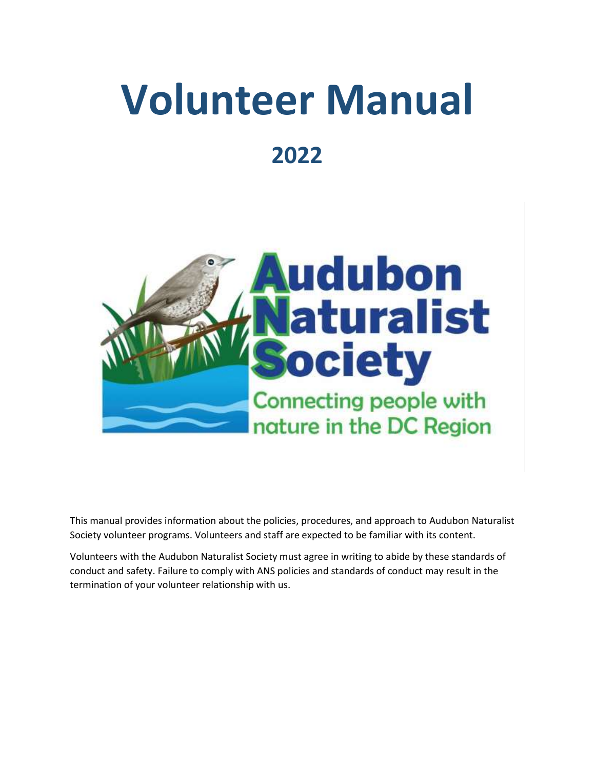# Volunteer Manual

## 2022

This manual provides information about the policies, procedures, and approach to Audubon Naturalist Society volunteer programs. Volunteers and staff are expected to be familiar with its content.

Volunteers with the Audubon Naturalist Society must agree in writing to abide by these standards of conduct and safety. Failure to comply with ANS policies and standards of conduct may result in the termination of your volunteer relationship with us.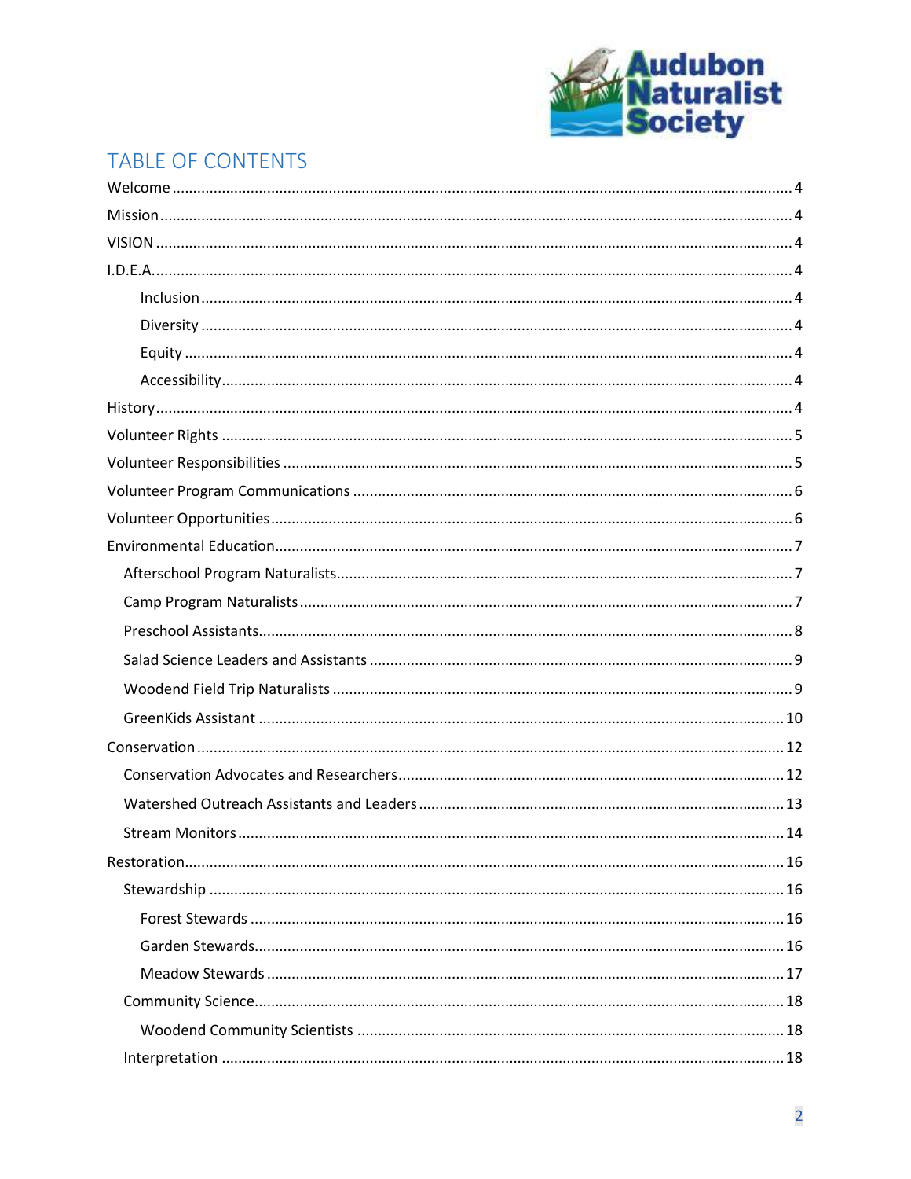## TABLE OF CONTENTS

- Welcome ... 4
- Mission ... 4
- VISION ... 4
- I.D.E.A. ... 4
  - Inclusion ... 4
  - Diversity ... 4
  - Equity ... 4
  - Accessibility ... 4
- History ... 4
- Volunteer Rights ... 5
- Volunteer Responsibilities ... 5
- Volunteer Program Communications ... 6
- Volunteer Opportunities ... 6
- Environmental Education ... 7
  - Afterschool Program Naturalists ... 7
  - Camp Program Naturalists ... 7
  - Preschool Assistants ... 8
  - Salad Science Leaders and Assistants ... 9
  - Woodend Field Trip Naturalists ... 9
  - GreenKids Assistant ... 10
- Conservation ... 12
  - Conservation Advocates and Researchers ... 12
  - Watershed Outreach Assistants and Leaders ... 13
  - Stream Monitors ... 14
- Restoration ... 16
  - Stewardship ... 16
    - Forest Stewards ... 16
    - Garden Stewards ... 16
    - Meadow Stewards ... 17
  - Community Science ... 18
    - Woodend Community Scientists ... 18
  - Interpretation ... 18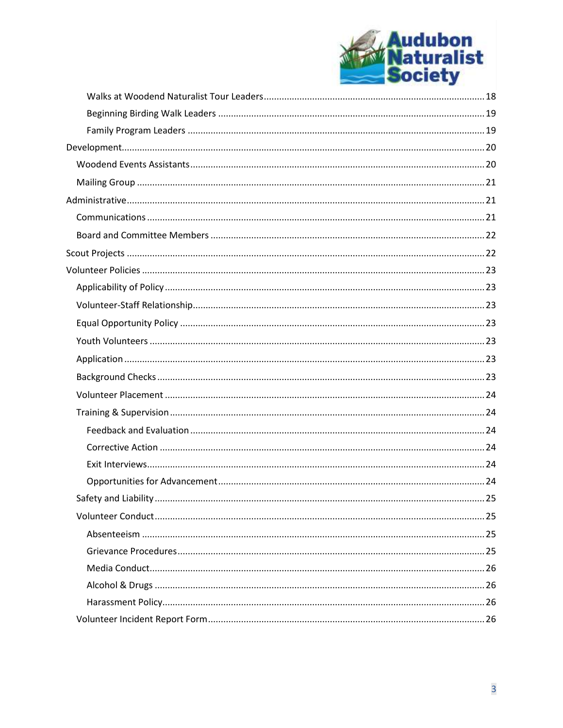Walks at Woodend Naturalist Tour Leaders ..... 18

Beginning Birding Walk Leaders ..... 19

Family Program Leaders ..... 19

Development ..... 20

Woodend Events Assistants ..... 20

Mailing Group ..... 21

Administrative ..... 21

Communications ..... 21

Board and Committee Members ..... 22

Scout Projects ..... 22

Volunteer Policies ..... 23

Applicability of Policy ..... 23

Volunteer-Staff Relationship ..... 23

Equal Opportunity Policy ..... 23

Youth Volunteers ..... 23

Application ..... 23

Background Checks ..... 23

Volunteer Placement ..... 24

Training & Supervision ..... 24

Feedback and Evaluation ..... 24

Corrective Action ..... 24

Exit Interviews ..... 24

Opportunities for Advancement ..... 24

Safety and Liability ..... 25

Volunteer Conduct ..... 25

Absenteeism ..... 25

Grievance Procedures ..... 25

Media Conduct ..... 26

Alcohol & Drugs ..... 26

Harassment Policy ..... 26

Volunteer Incident Report Form ..... 26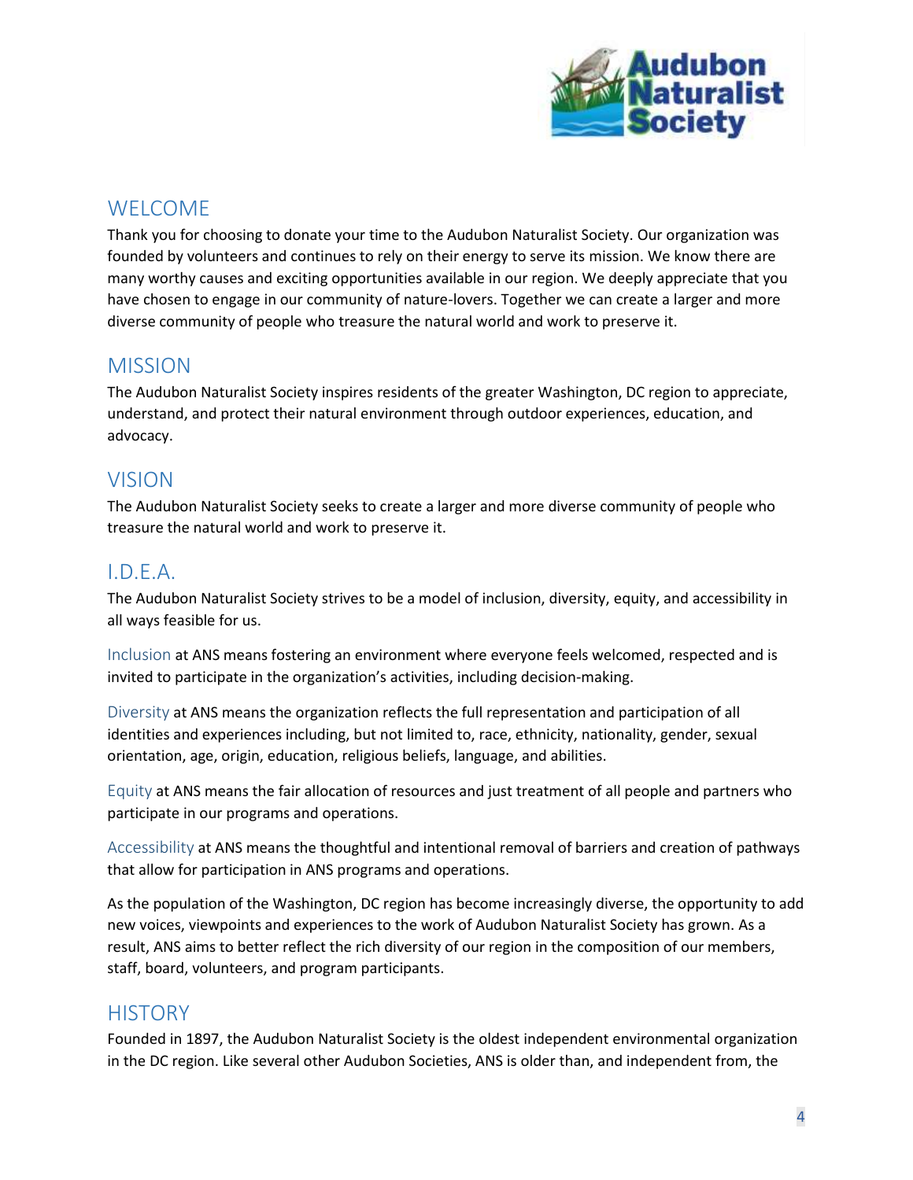## WELCOME

Thank you for choosing to donate your time to the Audubon Naturalist Society. Our organization was founded by volunteers and continues to rely on their energy to serve its mission. We know there are many worthy causes and exciting opportunities available in our region. We deeply appreciate that you have chosen to engage in our community of nature-lovers. Together we can create a larger and more diverse community of people who treasure the natural world and work to preserve it.

## MISSION

The Audubon Naturalist Society inspires residents of the greater Washington, DC region to appreciate, understand, and protect their natural environment through outdoor experiences, education, and advocacy.

## VISION

The Audubon Naturalist Society seeks to create a larger and more diverse community of people who treasure the natural world and work to preserve it.

## I.D.E.A.

The Audubon Naturalist Society strives to be a model of inclusion, diversity, equity, and accessibility in all ways feasible for us.

Inclusion at ANS means fostering an environment where everyone feels welcomed, respected and is invited to participate in the organization's activities, including decision-making.

Diversity at ANS means the organization reflects the full representation and participation of all identities and experiences including, but not limited to, race, ethnicity, nationality, gender, sexual orientation, age, origin, education, religious beliefs, language, and abilities.

Equity at ANS means the fair allocation of resources and just treatment of all people and partners who participate in our programs and operations.

Accessibility at ANS means the thoughtful and intentional removal of barriers and creation of pathways that allow for participation in ANS programs and operations.

As the population of the Washington, DC region has become increasingly diverse, the opportunity to add new voices, viewpoints and experiences to the work of Audubon Naturalist Society has grown. As a result, ANS aims to better reflect the rich diversity of our region in the composition of our members, staff, board, volunteers, and program participants.

## HISTORY

Founded in 1897, the Audubon Naturalist Society is the oldest independent environmental organization in the DC region. Like several other Audubon Societies, ANS is older than, and independent from, the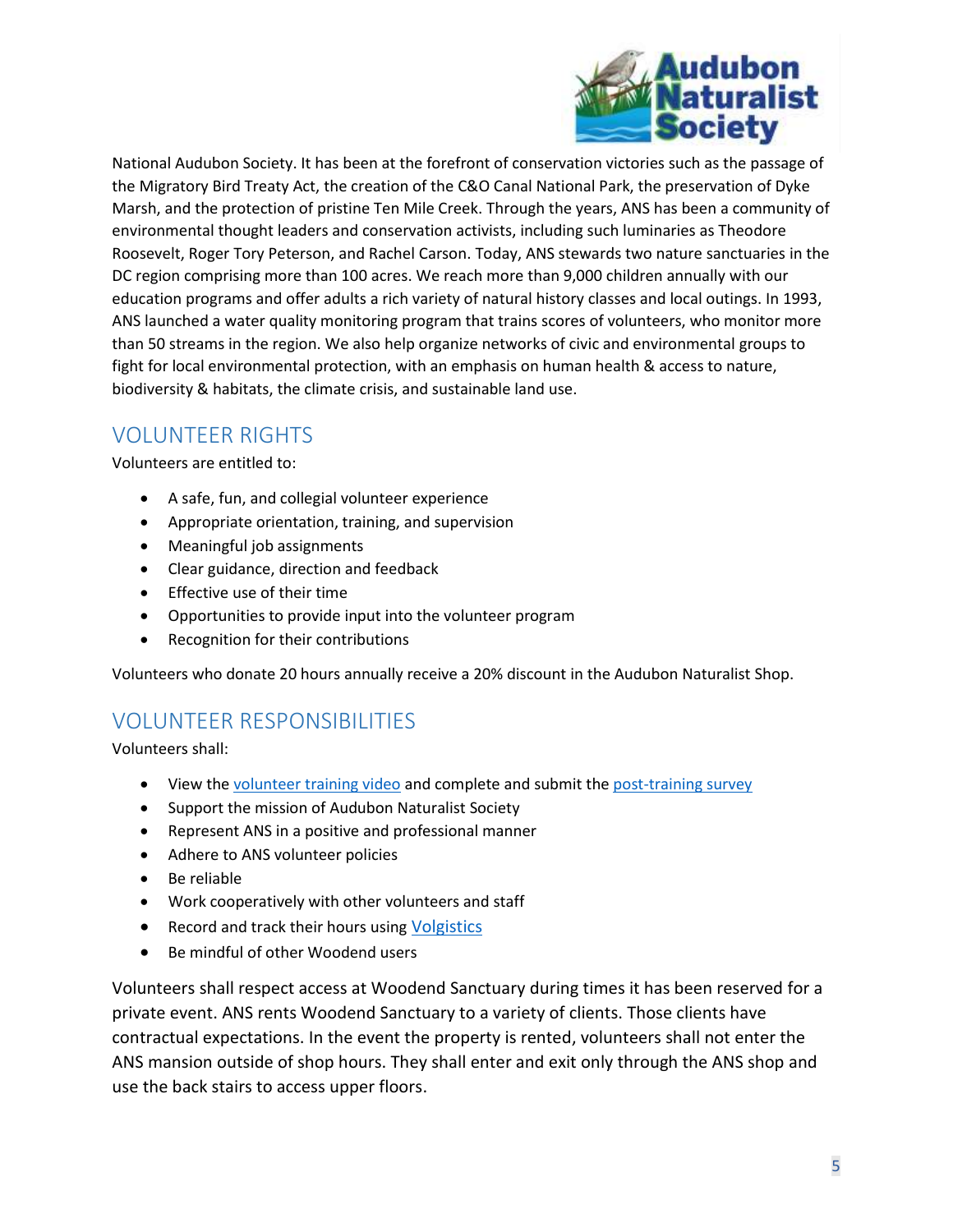National Audubon Society. It has been at the forefront of conservation victories such as the passage of the Migratory Bird Treaty Act, the creation of the C&O Canal National Park, the preservation of Dyke Marsh, and the protection of pristine Ten Mile Creek. Through the years, ANS has been a community of environmental thought leaders and conservation activists, including such luminaries as Theodore Roosevelt, Roger Tory Peterson, and Rachel Carson. Today, ANS stewards two nature sanctuaries in the DC region comprising more than 100 acres. We reach more than 9,000 children annually with our education programs and offer adults a rich variety of natural history classes and local outings. In 1993, ANS launched a water quality monitoring program that trains scores of volunteers, who monitor more than 50 streams in the region. We also help organize networks of civic and environmental groups to fight for local environmental protection, with an emphasis on human health & access to nature, biodiversity & habitats, the climate crisis, and sustainable land use.

## VOLUNTEER RIGHTS

Volunteers are entitled to:

- A safe, fun, and collegial volunteer experience
- Appropriate orientation, training, and supervision
- Meaningful job assignments
- Clear guidance, direction and feedback
- Effective use of their time
- Opportunities to provide input into the volunteer program
- Recognition for their contributions

Volunteers who donate 20 hours annually receive a 20% discount in the Audubon Naturalist Shop.

## VOLUNTEER RESPONSIBILITIES

Volunteers shall:

- View the volunteer training video and complete and submit the post-training survey
- Support the mission of Audubon Naturalist Society
- Represent ANS in a positive and professional manner
- Adhere to ANS volunteer policies
- Be reliable
- Work cooperatively with other volunteers and staff
- Record and track their hours using Volgistics
- Be mindful of other Woodend users

Volunteers shall respect access at Woodend Sanctuary during times it has been reserved for a private event. ANS rents Woodend Sanctuary to a variety of clients. Those clients have contractual expectations. In the event the property is rented, volunteers shall not enter the ANS mansion outside of shop hours. They shall enter and exit only through the ANS shop and use the back stairs to access upper floors.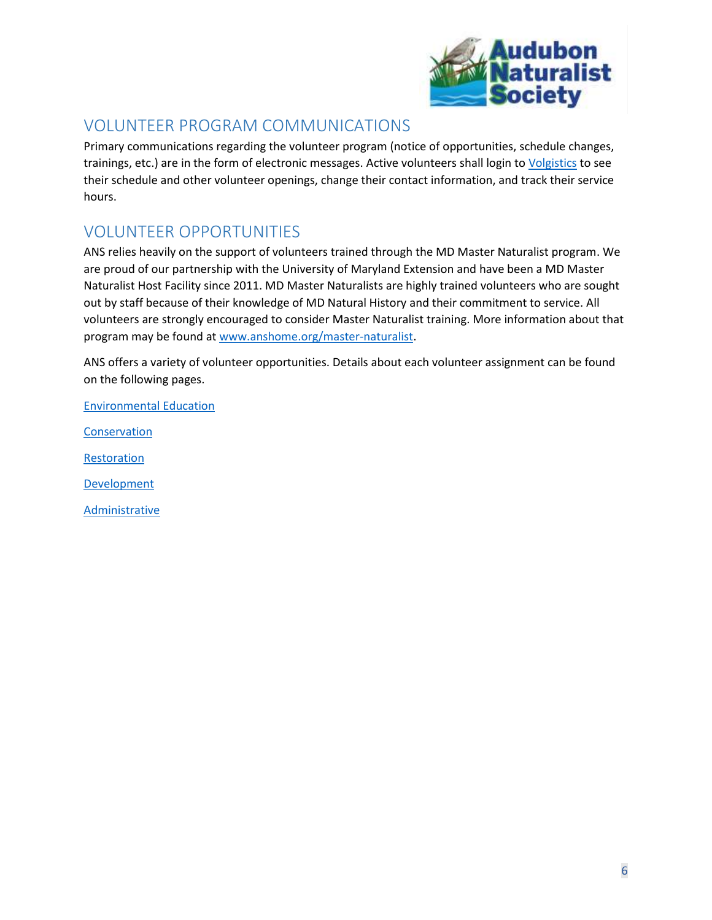## VOLUNTEER PROGRAM COMMUNICATIONS

Primary communications regarding the volunteer program (notice of opportunities, schedule changes, trainings, etc.) are in the form of electronic messages. Active volunteers shall login to Volgistics to see their schedule and other volunteer openings, change their contact information, and track their service hours.

## VOLUNTEER OPPORTUNITIES

ANS relies heavily on the support of volunteers trained through the MD Master Naturalist program. We are proud of our partnership with the University of Maryland Extension and have been a MD Master Naturalist Host Facility since 2011. MD Master Naturalists are highly trained volunteers who are sought out by staff because of their knowledge of MD Natural History and their commitment to service. All volunteers are strongly encouraged to consider Master Naturalist training. More information about that program may be found at www.anshome.org/master-naturalist.

ANS offers a variety of volunteer opportunities. Details about each volunteer assignment can be found on the following pages.

Environmental Education

Conservation

Restoration

Development

Administrative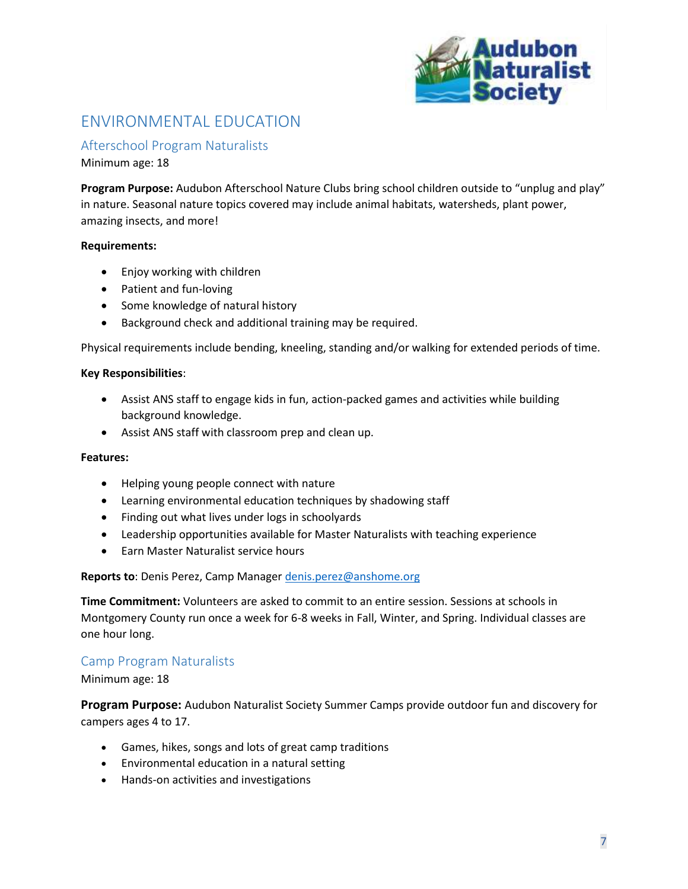# ENVIRONMENTAL EDUCATION

## Afterschool Program Naturalists

Minimum age: 18

**Program Purpose:** Audubon Afterschool Nature Clubs bring school children outside to "unplug and play" in nature. Seasonal nature topics covered may include animal habitats, watersheds, plant power, amazing insects, and more!

**Requirements:**

- Enjoy working with children
- Patient and fun-loving
- Some knowledge of natural history
- Background check and additional training may be required.

Physical requirements include bending, kneeling, standing and/or walking for extended periods of time.

**Key Responsibilities**:

- Assist ANS staff to engage kids in fun, action-packed games and activities while building background knowledge.
- Assist ANS staff with classroom prep and clean up.

**Features:**

- Helping young people connect with nature
- Learning environmental education techniques by shadowing staff
- Finding out what lives under logs in schoolyards
- Leadership opportunities available for Master Naturalists with teaching experience
- Earn Master Naturalist service hours

**Reports to**: Denis Perez, Camp Manager denis.perez@anshome.org

**Time Commitment:** Volunteers are asked to commit to an entire session. Sessions at schools in Montgomery County run once a week for 6-8 weeks in Fall, Winter, and Spring. Individual classes are one hour long.

## Camp Program Naturalists

Minimum age: 18

**Program Purpose:** Audubon Naturalist Society Summer Camps provide outdoor fun and discovery for campers ages 4 to 17.

- Games, hikes, songs and lots of great camp traditions
- Environmental education in a natural setting
- Hands-on activities and investigations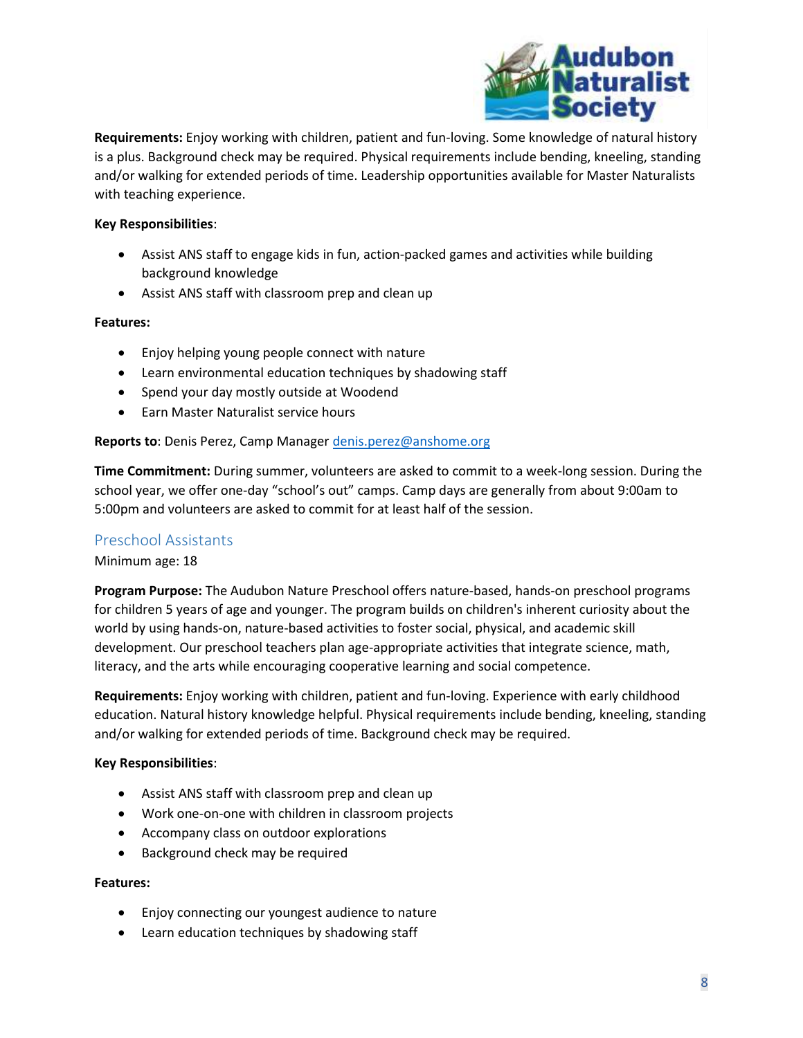**Requirements:** Enjoy working with children, patient and fun-loving. Some knowledge of natural history is a plus. Background check may be required. Physical requirements include bending, kneeling, standing and/or walking for extended periods of time. Leadership opportunities available for Master Naturalists with teaching experience.

**Key Responsibilities**:

- Assist ANS staff to engage kids in fun, action-packed games and activities while building background knowledge
- Assist ANS staff with classroom prep and clean up

**Features:**

- Enjoy helping young people connect with nature
- Learn environmental education techniques by shadowing staff
- Spend your day mostly outside at Woodend
- Earn Master Naturalist service hours

**Reports to**: Denis Perez, Camp Manager denis.perez@anshome.org

**Time Commitment:** During summer, volunteers are asked to commit to a week-long session. During the school year, we offer one-day "school's out" camps. Camp days are generally from about 9:00am to 5:00pm and volunteers are asked to commit for at least half of the session.

## Preschool Assistants

Minimum age: 18

**Program Purpose:** The Audubon Nature Preschool offers nature-based, hands-on preschool programs for children 5 years of age and younger. The program builds on children's inherent curiosity about the world by using hands-on, nature-based activities to foster social, physical, and academic skill development. Our preschool teachers plan age-appropriate activities that integrate science, math, literacy, and the arts while encouraging cooperative learning and social competence.

**Requirements:** Enjoy working with children, patient and fun-loving. Experience with early childhood education. Natural history knowledge helpful. Physical requirements include bending, kneeling, standing and/or walking for extended periods of time. Background check may be required.

**Key Responsibilities**:

- Assist ANS staff with classroom prep and clean up
- Work one-on-one with children in classroom projects
- Accompany class on outdoor explorations
- Background check may be required

**Features:**

- Enjoy connecting our youngest audience to nature
- Learn education techniques by shadowing staff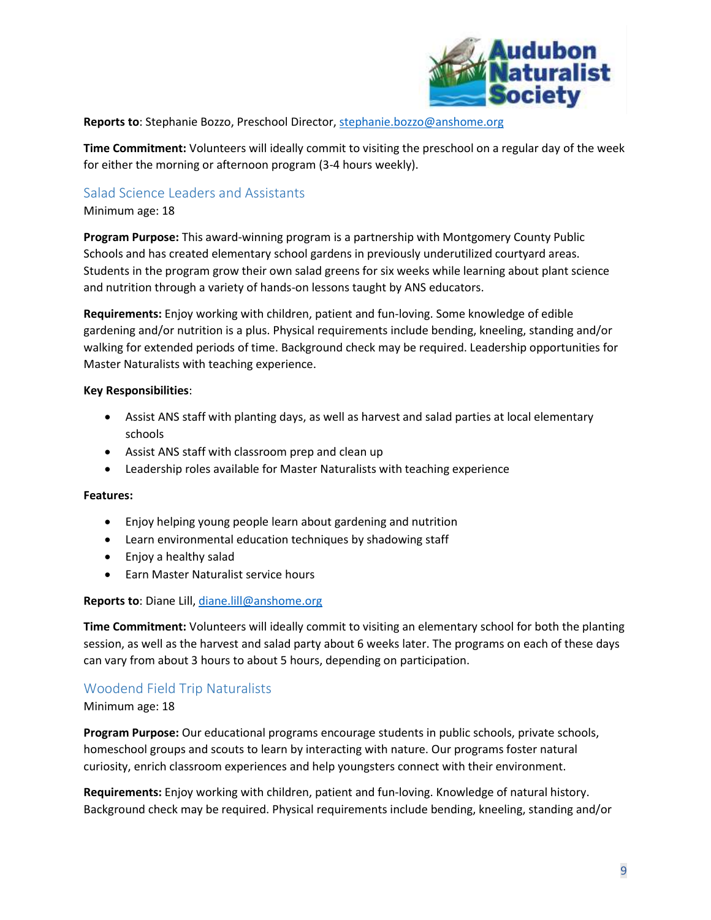**Reports to**: Stephanie Bozzo, Preschool Director, stephanie.bozzo@anshome.org

**Time Commitment:** Volunteers will ideally commit to visiting the preschool on a regular day of the week for either the morning or afternoon program (3-4 hours weekly).

## Salad Science Leaders and Assistants

Minimum age: 18

**Program Purpose:** This award-winning program is a partnership with Montgomery County Public Schools and has created elementary school gardens in previously underutilized courtyard areas. Students in the program grow their own salad greens for six weeks while learning about plant science and nutrition through a variety of hands-on lessons taught by ANS educators.

**Requirements:** Enjoy working with children, patient and fun-loving. Some knowledge of edible gardening and/or nutrition is a plus. Physical requirements include bending, kneeling, standing and/or walking for extended periods of time. Background check may be required. Leadership opportunities for Master Naturalists with teaching experience.

**Key Responsibilities**:

- Assist ANS staff with planting days, as well as harvest and salad parties at local elementary schools
- Assist ANS staff with classroom prep and clean up
- Leadership roles available for Master Naturalists with teaching experience

**Features:**

- Enjoy helping young people learn about gardening and nutrition
- Learn environmental education techniques by shadowing staff
- Enjoy a healthy salad
- Earn Master Naturalist service hours

**Reports to**: Diane Lill, diane.lill@anshome.org

**Time Commitment:** Volunteers will ideally commit to visiting an elementary school for both the planting session, as well as the harvest and salad party about 6 weeks later. The programs on each of these days can vary from about 3 hours to about 5 hours, depending on participation.

## Woodend Field Trip Naturalists

Minimum age: 18

**Program Purpose:** Our educational programs encourage students in public schools, private schools, homeschool groups and scouts to learn by interacting with nature. Our programs foster natural curiosity, enrich classroom experiences and help youngsters connect with their environment.

**Requirements:** Enjoy working with children, patient and fun-loving. Knowledge of natural history. Background check may be required. Physical requirements include bending, kneeling, standing and/or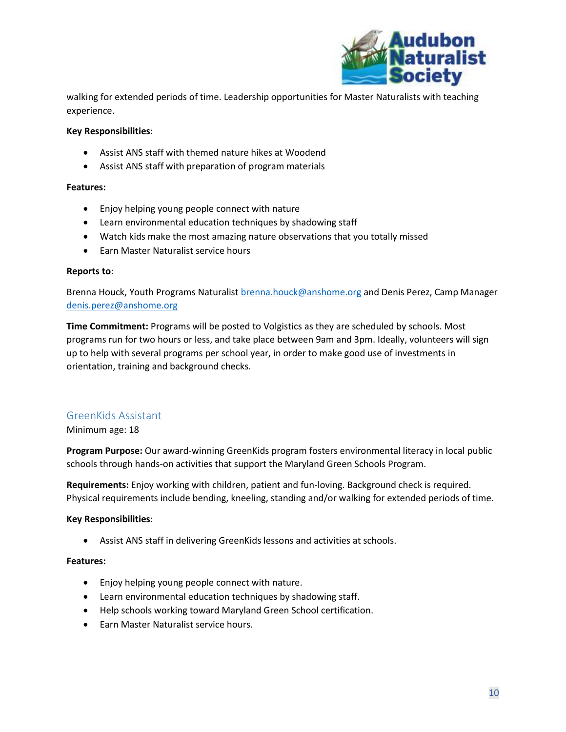walking for extended periods of time. Leadership opportunities for Master Naturalists with teaching experience.

**Key Responsibilities**:

- Assist ANS staff with themed nature hikes at Woodend
- Assist ANS staff with preparation of program materials

**Features:**

- Enjoy helping young people connect with nature
- Learn environmental education techniques by shadowing staff
- Watch kids make the most amazing nature observations that you totally missed
- Earn Master Naturalist service hours

**Reports to**:

Brenna Houck, Youth Programs Naturalist brenna.houck@anshome.org and Denis Perez, Camp Manager denis.perez@anshome.org

**Time Commitment:** Programs will be posted to Volgistics as they are scheduled by schools. Most programs run for two hours or less, and take place between 9am and 3pm. Ideally, volunteers will sign up to help with several programs per school year, in order to make good use of investments in orientation, training and background checks.

## GreenKids Assistant

Minimum age: 18

**Program Purpose:** Our award-winning GreenKids program fosters environmental literacy in local public schools through hands-on activities that support the Maryland Green Schools Program.

**Requirements:** Enjoy working with children, patient and fun-loving. Background check is required. Physical requirements include bending, kneeling, standing and/or walking for extended periods of time.

**Key Responsibilities**:

- Assist ANS staff in delivering GreenKids lessons and activities at schools.

**Features:**

- Enjoy helping young people connect with nature.
- Learn environmental education techniques by shadowing staff.
- Help schools working toward Maryland Green School certification.
- Earn Master Naturalist service hours.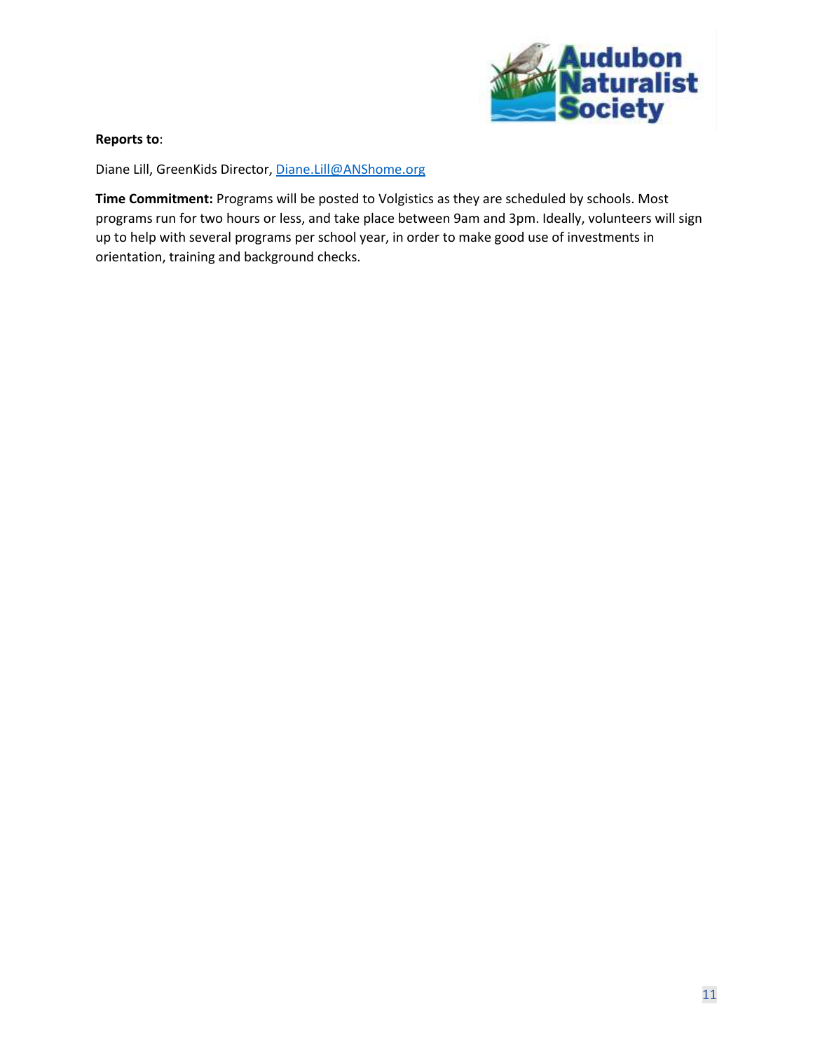**Reports to**:

Diane Lill, GreenKids Director, [Diane.Lill@ANShome.org](mailto:Diane.Lill@ANShome.org)

**Time Commitment:** Programs will be posted to Volgistics as they are scheduled by schools. Most programs run for two hours or less, and take place between 9am and 3pm. Ideally, volunteers will sign up to help with several programs per school year, in order to make good use of investments in orientation, training and background checks.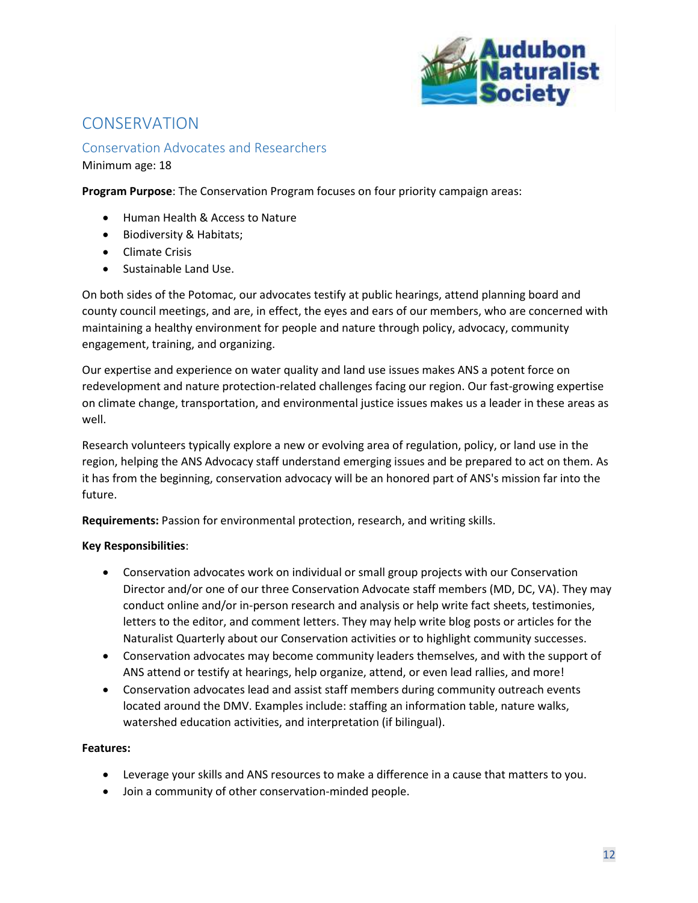# CONSERVATION

## Conservation Advocates and Researchers

Minimum age: 18

**Program Purpose**: The Conservation Program focuses on four priority campaign areas:

- Human Health & Access to Nature
- Biodiversity & Habitats;
- Climate Crisis
- Sustainable Land Use.

On both sides of the Potomac, our advocates testify at public hearings, attend planning board and county council meetings, and are, in effect, the eyes and ears of our members, who are concerned with maintaining a healthy environment for people and nature through policy, advocacy, community engagement, training, and organizing.

Our expertise and experience on water quality and land use issues makes ANS a potent force on redevelopment and nature protection-related challenges facing our region. Our fast-growing expertise on climate change, transportation, and environmental justice issues makes us a leader in these areas as well.

Research volunteers typically explore a new or evolving area of regulation, policy, or land use in the region, helping the ANS Advocacy staff understand emerging issues and be prepared to act on them. As it has from the beginning, conservation advocacy will be an honored part of ANS's mission far into the future.

**Requirements:** Passion for environmental protection, research, and writing skills.

**Key Responsibilities**:

- Conservation advocates work on individual or small group projects with our Conservation Director and/or one of our three Conservation Advocate staff members (MD, DC, VA). They may conduct online and/or in-person research and analysis or help write fact sheets, testimonies, letters to the editor, and comment letters. They may help write blog posts or articles for the Naturalist Quarterly about our Conservation activities or to highlight community successes.
- Conservation advocates may become community leaders themselves, and with the support of ANS attend or testify at hearings, help organize, attend, or even lead rallies, and more!
- Conservation advocates lead and assist staff members during community outreach events located around the DMV. Examples include: staffing an information table, nature walks, watershed education activities, and interpretation (if bilingual).

**Features:**

- Leverage your skills and ANS resources to make a difference in a cause that matters to you.
- Join a community of other conservation-minded people.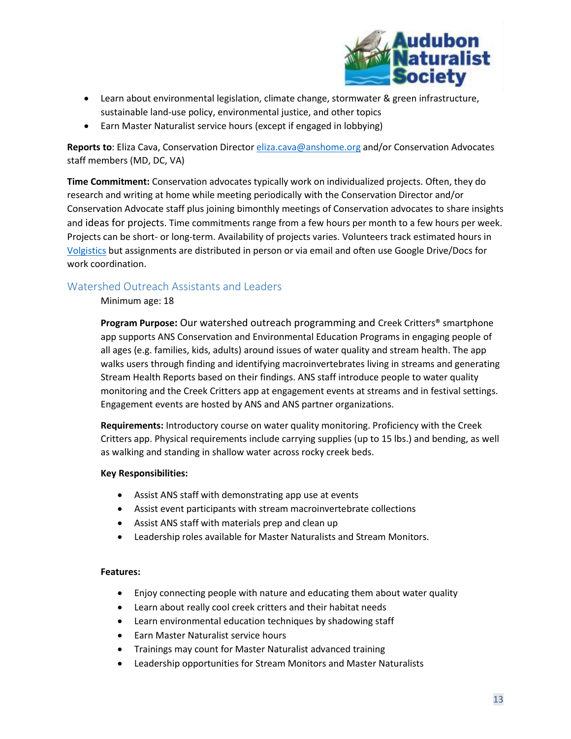- Learn about environmental legislation, climate change, stormwater & green infrastructure, sustainable land-use policy, environmental justice, and other topics
- Earn Master Naturalist service hours (except if engaged in lobbying)

**Reports to**: Eliza Cava, Conservation Director eliza.cava@anshome.org and/or Conservation Advocates staff members (MD, DC, VA)

**Time Commitment:** Conservation advocates typically work on individualized projects. Often, they do research and writing at home while meeting periodically with the Conservation Director and/or Conservation Advocate staff plus joining bimonthly meetings of Conservation advocates to share insights and ideas for projects. Time commitments range from a few hours per month to a few hours per week. Projects can be short- or long-term. Availability of projects varies. Volunteers track estimated hours in Volgistics but assignments are distributed in person or via email and often use Google Drive/Docs for work coordination.

## Watershed Outreach Assistants and Leaders

Minimum age: 18

**Program Purpose:** Our watershed outreach programming and Creek Critters® smartphone app supports ANS Conservation and Environmental Education Programs in engaging people of all ages (e.g. families, kids, adults) around issues of water quality and stream health. The app walks users through finding and identifying macroinvertebrates living in streams and generating Stream Health Reports based on their findings. ANS staff introduce people to water quality monitoring and the Creek Critters app at engagement events at streams and in festival settings. Engagement events are hosted by ANS and ANS partner organizations.

**Requirements:** Introductory course on water quality monitoring. Proficiency with the Creek Critters app. Physical requirements include carrying supplies (up to 15 lbs.) and bending, as well as walking and standing in shallow water across rocky creek beds.

**Key Responsibilities:**

- Assist ANS staff with demonstrating app use at events
- Assist event participants with stream macroinvertebrate collections
- Assist ANS staff with materials prep and clean up
- Leadership roles available for Master Naturalists and Stream Monitors.

**Features:**

- Enjoy connecting people with nature and educating them about water quality
- Learn about really cool creek critters and their habitat needs
- Learn environmental education techniques by shadowing staff
- Earn Master Naturalist service hours
- Trainings may count for Master Naturalist advanced training
- Leadership opportunities for Stream Monitors and Master Naturalists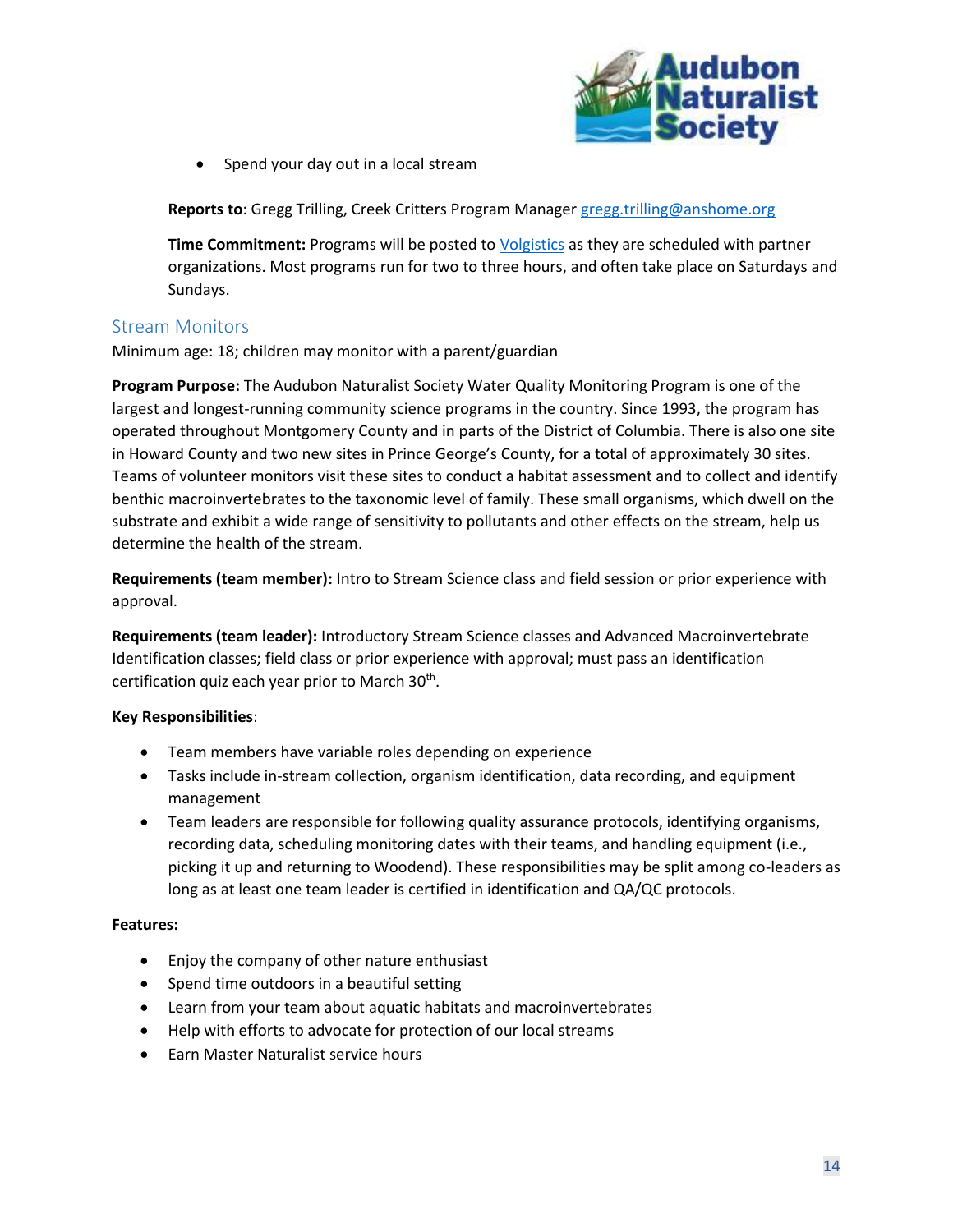- Spend your day out in a local stream

**Reports to**: Gregg Trilling, Creek Critters Program Manager [gregg.trilling@anshome.org](mailto:gregg.trilling@anshome.org)

**Time Commitment:** Programs will be posted to [Volgistics]() as they are scheduled with partner organizations. Most programs run for two to three hours, and often take place on Saturdays and Sundays.

## Stream Monitors

Minimum age: 18; children may monitor with a parent/guardian

**Program Purpose:** The Audubon Naturalist Society Water Quality Monitoring Program is one of the largest and longest-running community science programs in the country. Since 1993, the program has operated throughout Montgomery County and in parts of the District of Columbia. There is also one site in Howard County and two new sites in Prince George's County, for a total of approximately 30 sites. Teams of volunteer monitors visit these sites to conduct a habitat assessment and to collect and identify benthic macroinvertebrates to the taxonomic level of family. These small organisms, which dwell on the substrate and exhibit a wide range of sensitivity to pollutants and other effects on the stream, help us determine the health of the stream.

**Requirements (team member):** Intro to Stream Science class and field session or prior experience with approval.

**Requirements (team leader):** Introductory Stream Science classes and Advanced Macroinvertebrate Identification classes; field class or prior experience with approval; must pass an identification certification quiz each year prior to March 30th.

**Key Responsibilities**:

- Team members have variable roles depending on experience
- Tasks include in-stream collection, organism identification, data recording, and equipment management
- Team leaders are responsible for following quality assurance protocols, identifying organisms, recording data, scheduling monitoring dates with their teams, and handling equipment (i.e., picking it up and returning to Woodend). These responsibilities may be split among co-leaders as long as at least one team leader is certified in identification and QA/QC protocols.

**Features:**

- Enjoy the company of other nature enthusiast
- Spend time outdoors in a beautiful setting
- Learn from your team about aquatic habitats and macroinvertebrates
- Help with efforts to advocate for protection of our local streams
- Earn Master Naturalist service hours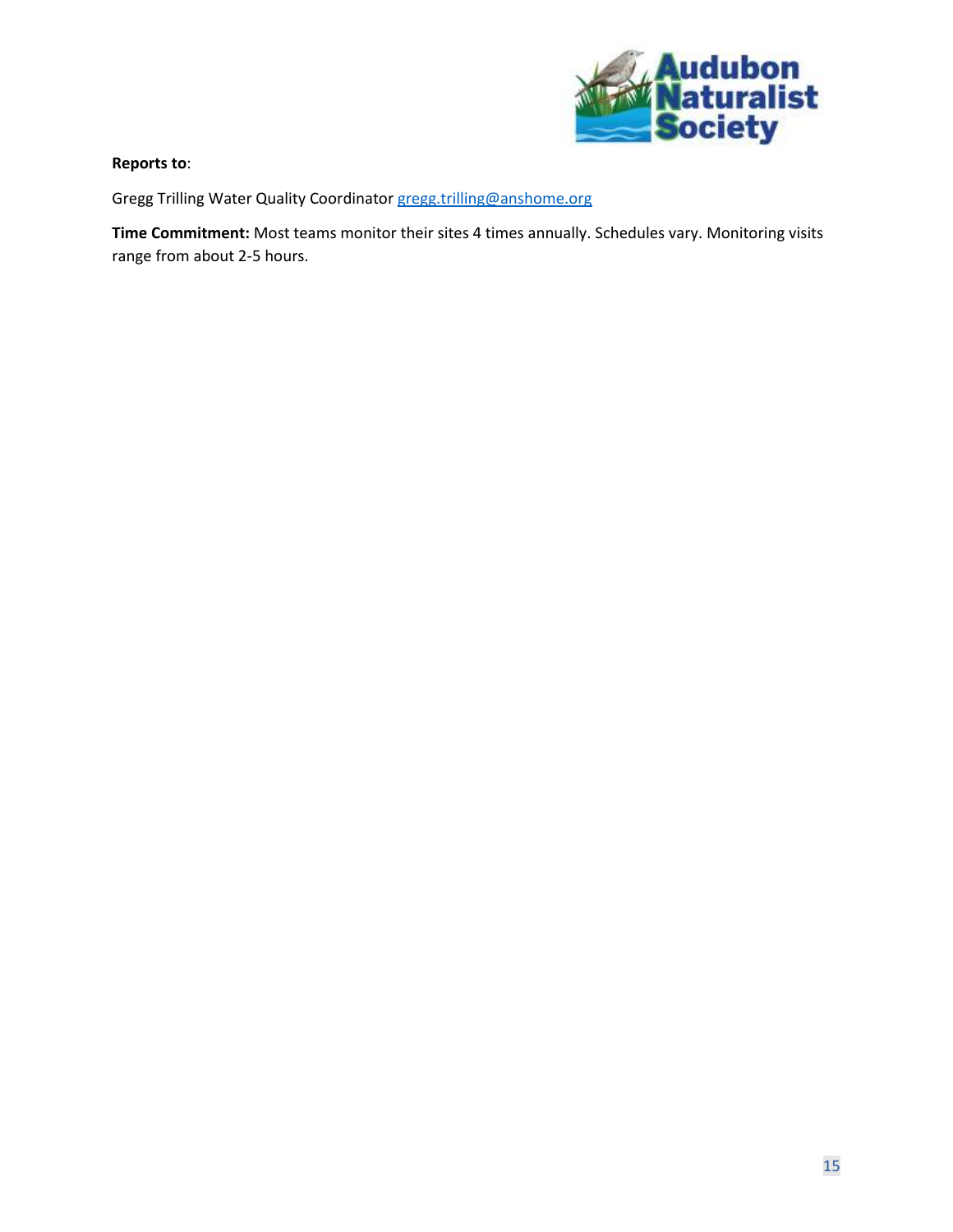**Reports to**:

Gregg Trilling Water Quality Coordinator gregg.trilling@anshome.org

**Time Commitment:** Most teams monitor their sites 4 times annually. Schedules vary. Monitoring visits range from about 2-5 hours.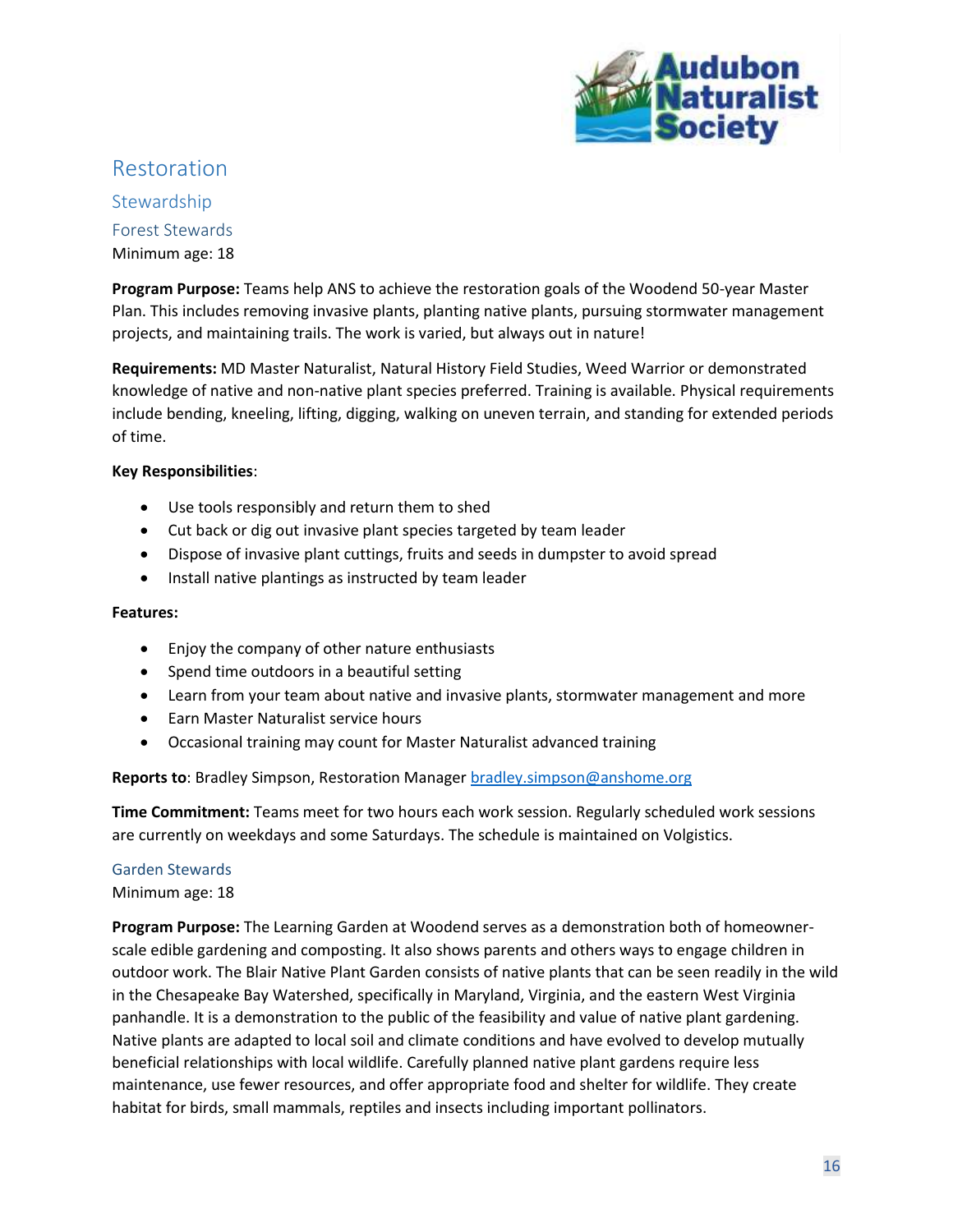# Restoration

## Stewardship

### Forest Stewards

Minimum age: 18

**Program Purpose:** Teams help ANS to achieve the restoration goals of the Woodend 50-year Master Plan. This includes removing invasive plants, planting native plants, pursuing stormwater management projects, and maintaining trails. The work is varied, but always out in nature!

**Requirements:** MD Master Naturalist, Natural History Field Studies, Weed Warrior or demonstrated knowledge of native and non-native plant species preferred. Training is available. Physical requirements include bending, kneeling, lifting, digging, walking on uneven terrain, and standing for extended periods of time.

**Key Responsibilities**:

- Use tools responsibly and return them to shed
- Cut back or dig out invasive plant species targeted by team leader
- Dispose of invasive plant cuttings, fruits and seeds in dumpster to avoid spread
- Install native plantings as instructed by team leader

**Features:**

- Enjoy the company of other nature enthusiasts
- Spend time outdoors in a beautiful setting
- Learn from your team about native and invasive plants, stormwater management and more
- Earn Master Naturalist service hours
- Occasional training may count for Master Naturalist advanced training

**Reports to**: Bradley Simpson, Restoration Manager bradley.simpson@anshome.org

**Time Commitment:** Teams meet for two hours each work session. Regularly scheduled work sessions are currently on weekdays and some Saturdays. The schedule is maintained on Volgistics.

### Garden Stewards

Minimum age: 18

**Program Purpose:** The Learning Garden at Woodend serves as a demonstration both of homeowner-scale edible gardening and composting. It also shows parents and others ways to engage children in outdoor work. The Blair Native Plant Garden consists of native plants that can be seen readily in the wild in the Chesapeake Bay Watershed, specifically in Maryland, Virginia, and the eastern West Virginia panhandle. It is a demonstration to the public of the feasibility and value of native plant gardening. Native plants are adapted to local soil and climate conditions and have evolved to develop mutually beneficial relationships with local wildlife. Carefully planned native plant gardens require less maintenance, use fewer resources, and offer appropriate food and shelter for wildlife. They create habitat for birds, small mammals, reptiles and insects including important pollinators.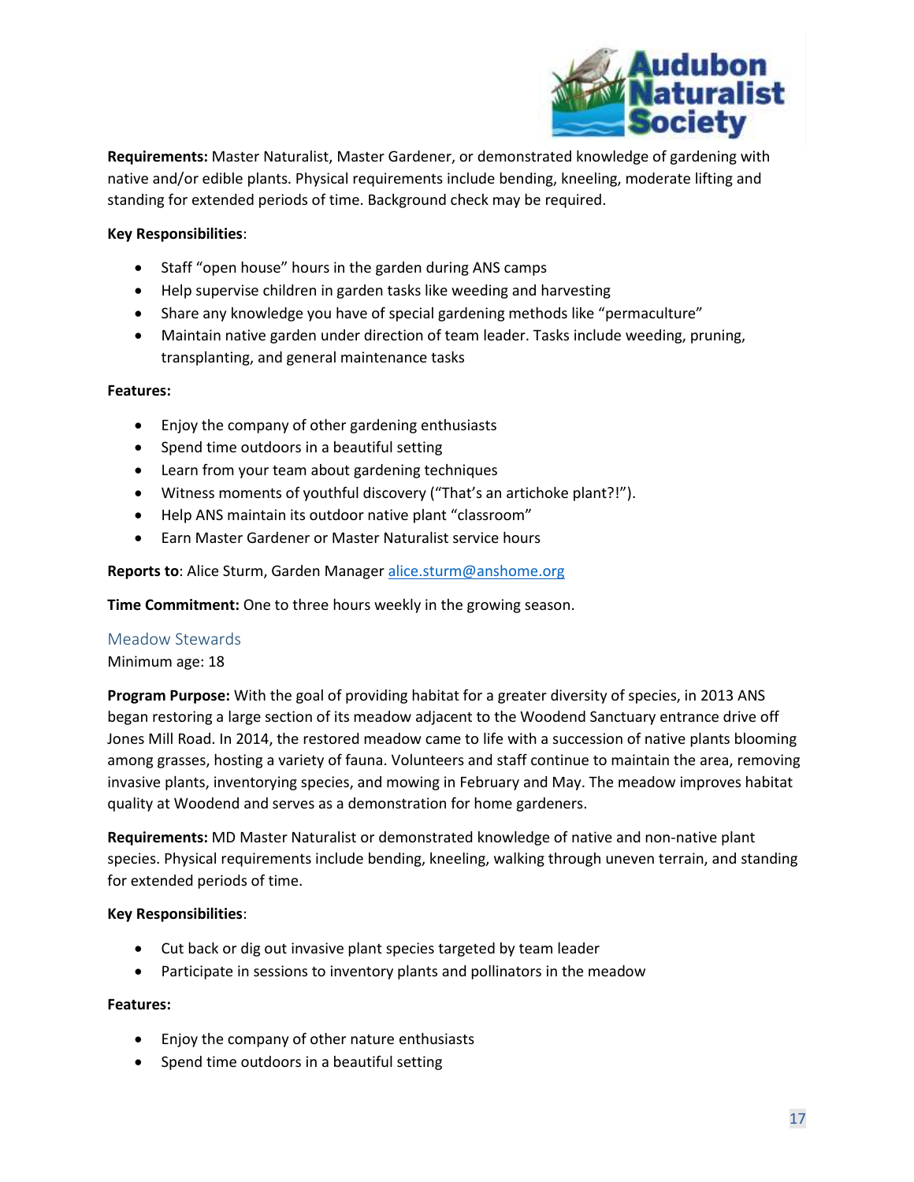**Requirements:** Master Naturalist, Master Gardener, or demonstrated knowledge of gardening with native and/or edible plants. Physical requirements include bending, kneeling, moderate lifting and standing for extended periods of time. Background check may be required.

**Key Responsibilities**:

- Staff "open house" hours in the garden during ANS camps
- Help supervise children in garden tasks like weeding and harvesting
- Share any knowledge you have of special gardening methods like "permaculture"
- Maintain native garden under direction of team leader. Tasks include weeding, pruning, transplanting, and general maintenance tasks

**Features:**

- Enjoy the company of other gardening enthusiasts
- Spend time outdoors in a beautiful setting
- Learn from your team about gardening techniques
- Witness moments of youthful discovery ("That's an artichoke plant?!").
- Help ANS maintain its outdoor native plant "classroom"
- Earn Master Gardener or Master Naturalist service hours

**Reports to**: Alice Sturm, Garden Manager alice.sturm@anshome.org

**Time Commitment:** One to three hours weekly in the growing season.

### Meadow Stewards

Minimum age: 18

**Program Purpose:** With the goal of providing habitat for a greater diversity of species, in 2013 ANS began restoring a large section of its meadow adjacent to the Woodend Sanctuary entrance drive off Jones Mill Road. In 2014, the restored meadow came to life with a succession of native plants blooming among grasses, hosting a variety of fauna. Volunteers and staff continue to maintain the area, removing invasive plants, inventorying species, and mowing in February and May. The meadow improves habitat quality at Woodend and serves as a demonstration for home gardeners.

**Requirements:** MD Master Naturalist or demonstrated knowledge of native and non-native plant species. Physical requirements include bending, kneeling, walking through uneven terrain, and standing for extended periods of time.

**Key Responsibilities**:

- Cut back or dig out invasive plant species targeted by team leader
- Participate in sessions to inventory plants and pollinators in the meadow

**Features:**

- Enjoy the company of other nature enthusiasts
- Spend time outdoors in a beautiful setting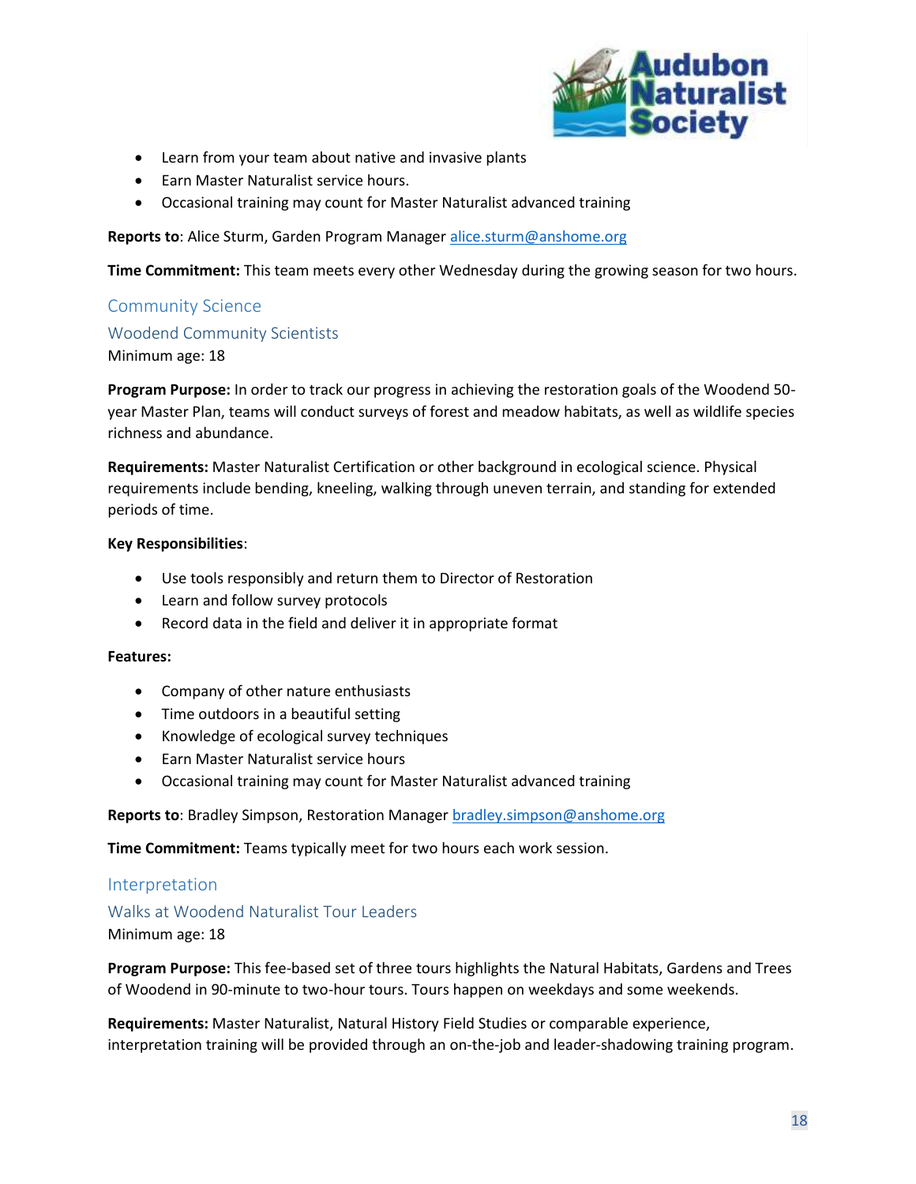- Learn from your team about native and invasive plants
- Earn Master Naturalist service hours.
- Occasional training may count for Master Naturalist advanced training

**Reports to**: Alice Sturm, Garden Program Manager alice.sturm@anshome.org

**Time Commitment:** This team meets every other Wednesday during the growing season for two hours.

## Community Science

### Woodend Community Scientists

Minimum age: 18

**Program Purpose:** In order to track our progress in achieving the restoration goals of the Woodend 50-year Master Plan, teams will conduct surveys of forest and meadow habitats, as well as wildlife species richness and abundance.

**Requirements:** Master Naturalist Certification or other background in ecological science. Physical requirements include bending, kneeling, walking through uneven terrain, and standing for extended periods of time.

**Key Responsibilities**:

- Use tools responsibly and return them to Director of Restoration
- Learn and follow survey protocols
- Record data in the field and deliver it in appropriate format

**Features:**

- Company of other nature enthusiasts
- Time outdoors in a beautiful setting
- Knowledge of ecological survey techniques
- Earn Master Naturalist service hours
- Occasional training may count for Master Naturalist advanced training

**Reports to**: Bradley Simpson, Restoration Manager bradley.simpson@anshome.org

**Time Commitment:** Teams typically meet for two hours each work session.

## Interpretation

### Walks at Woodend Naturalist Tour Leaders

Minimum age: 18

**Program Purpose:** This fee-based set of three tours highlights the Natural Habitats, Gardens and Trees of Woodend in 90-minute to two-hour tours. Tours happen on weekdays and some weekends.

**Requirements:** Master Naturalist, Natural History Field Studies or comparable experience, interpretation training will be provided through an on-the-job and leader-shadowing training program.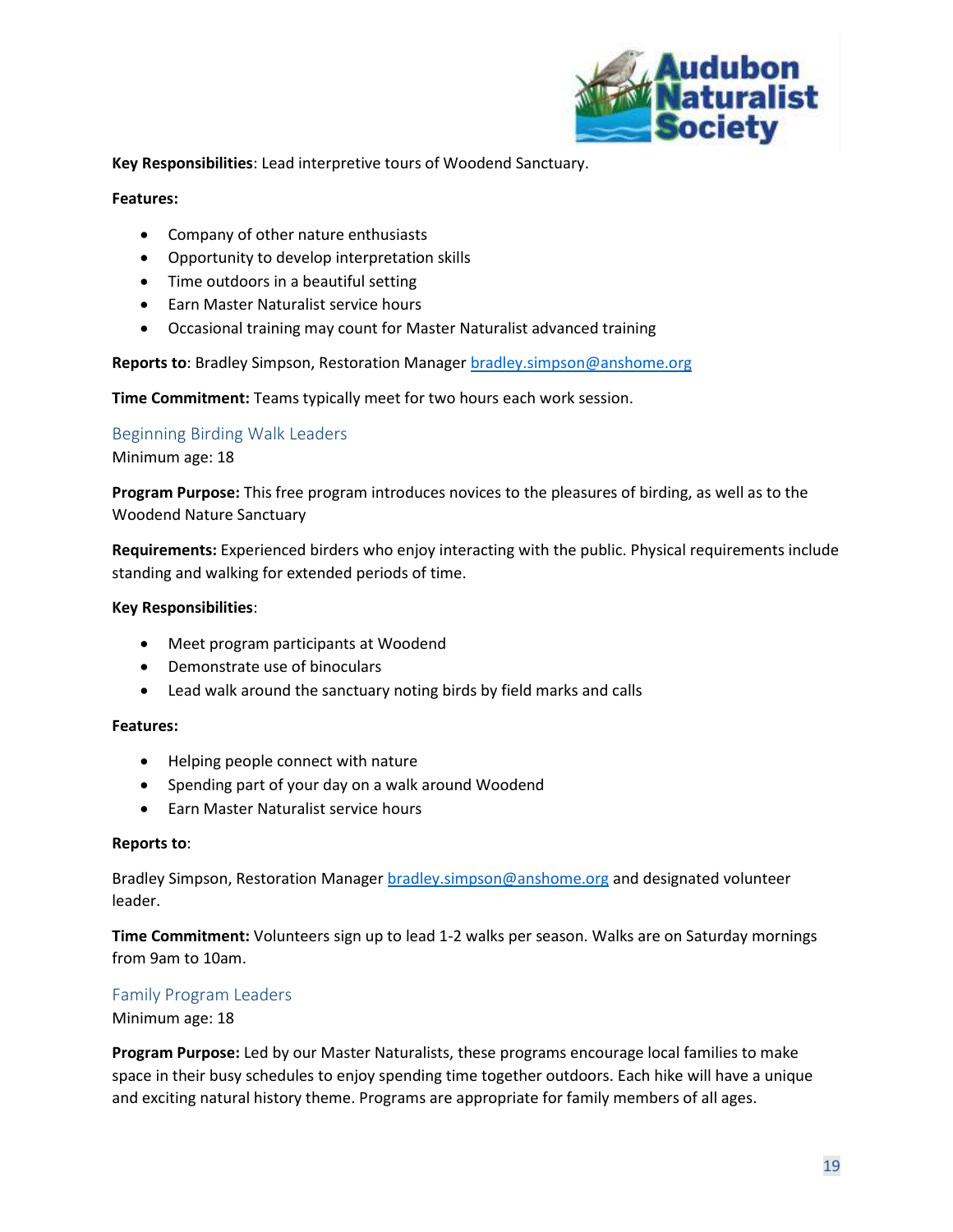**Key Responsibilities**: Lead interpretive tours of Woodend Sanctuary.

**Features:**

- Company of other nature enthusiasts
- Opportunity to develop interpretation skills
- Time outdoors in a beautiful setting
- Earn Master Naturalist service hours
- Occasional training may count for Master Naturalist advanced training

**Reports to**: Bradley Simpson, Restoration Manager bradley.simpson@anshome.org

**Time Commitment:** Teams typically meet for two hours each work session.

## Beginning Birding Walk Leaders

Minimum age: 18

**Program Purpose:** This free program introduces novices to the pleasures of birding, as well as to the Woodend Nature Sanctuary

**Requirements:** Experienced birders who enjoy interacting with the public. Physical requirements include standing and walking for extended periods of time.

**Key Responsibilities**:

- Meet program participants at Woodend
- Demonstrate use of binoculars
- Lead walk around the sanctuary noting birds by field marks and calls

**Features:**

- Helping people connect with nature
- Spending part of your day on a walk around Woodend
- Earn Master Naturalist service hours

**Reports to**:

Bradley Simpson, Restoration Manager bradley.simpson@anshome.org and designated volunteer leader.

**Time Commitment:** Volunteers sign up to lead 1-2 walks per season. Walks are on Saturday mornings from 9am to 10am.

## Family Program Leaders

Minimum age: 18

**Program Purpose:** Led by our Master Naturalists, these programs encourage local families to make space in their busy schedules to enjoy spending time together outdoors. Each hike will have a unique and exciting natural history theme. Programs are appropriate for family members of all ages.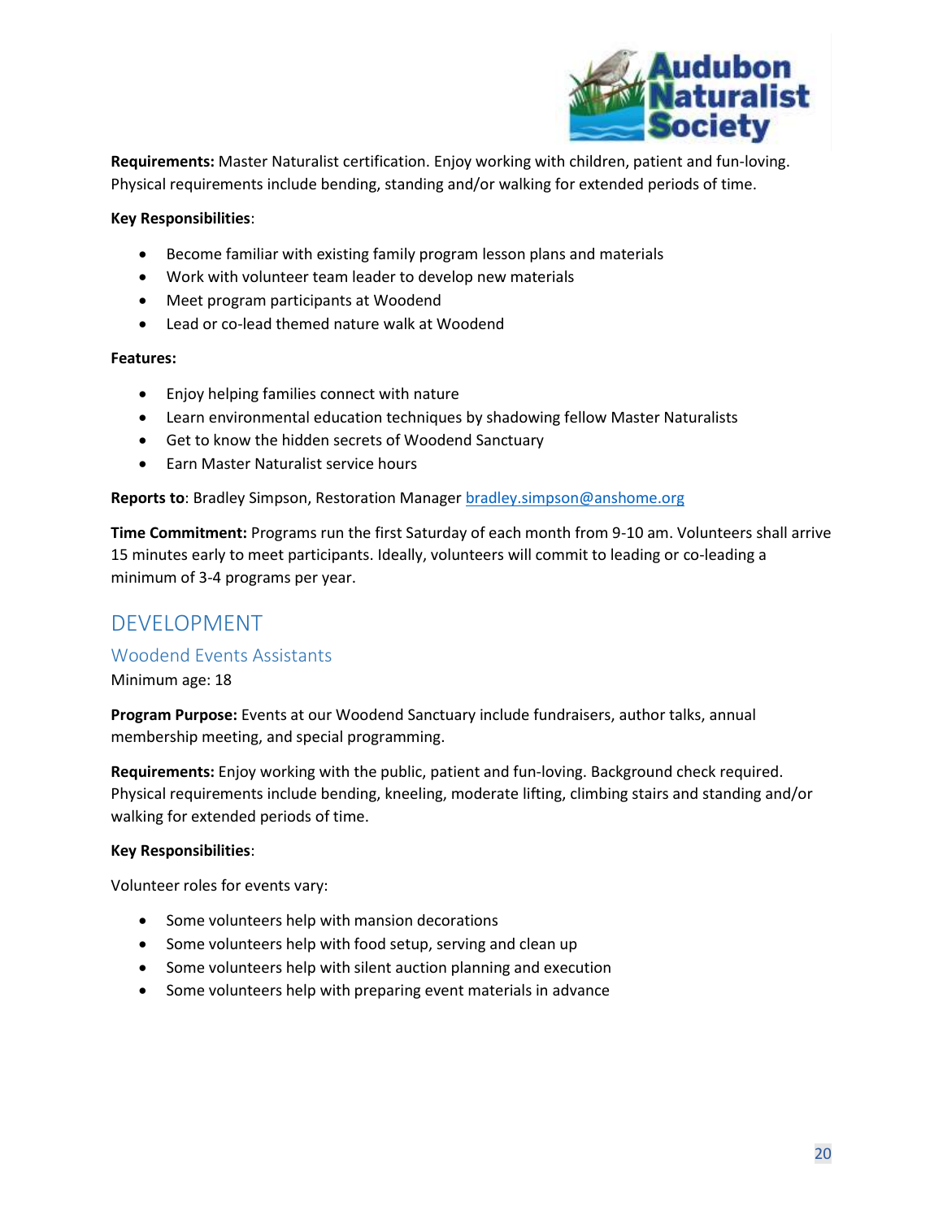**Requirements:** Master Naturalist certification. Enjoy working with children, patient and fun-loving. Physical requirements include bending, standing and/or walking for extended periods of time.

**Key Responsibilities**:

- Become familiar with existing family program lesson plans and materials
- Work with volunteer team leader to develop new materials
- Meet program participants at Woodend
- Lead or co-lead themed nature walk at Woodend

**Features:**

- Enjoy helping families connect with nature
- Learn environmental education techniques by shadowing fellow Master Naturalists
- Get to know the hidden secrets of Woodend Sanctuary
- Earn Master Naturalist service hours

**Reports to**: Bradley Simpson, Restoration Manager bradley.simpson@anshome.org

**Time Commitment:** Programs run the first Saturday of each month from 9-10 am. Volunteers shall arrive 15 minutes early to meet participants. Ideally, volunteers will commit to leading or co-leading a minimum of 3-4 programs per year.

## DEVELOPMENT

### Woodend Events Assistants

Minimum age: 18

**Program Purpose:** Events at our Woodend Sanctuary include fundraisers, author talks, annual membership meeting, and special programming.

**Requirements:** Enjoy working with the public, patient and fun-loving. Background check required. Physical requirements include bending, kneeling, moderate lifting, climbing stairs and standing and/or walking for extended periods of time.

**Key Responsibilities**:

Volunteer roles for events vary:

- Some volunteers help with mansion decorations
- Some volunteers help with food setup, serving and clean up
- Some volunteers help with silent auction planning and execution
- Some volunteers help with preparing event materials in advance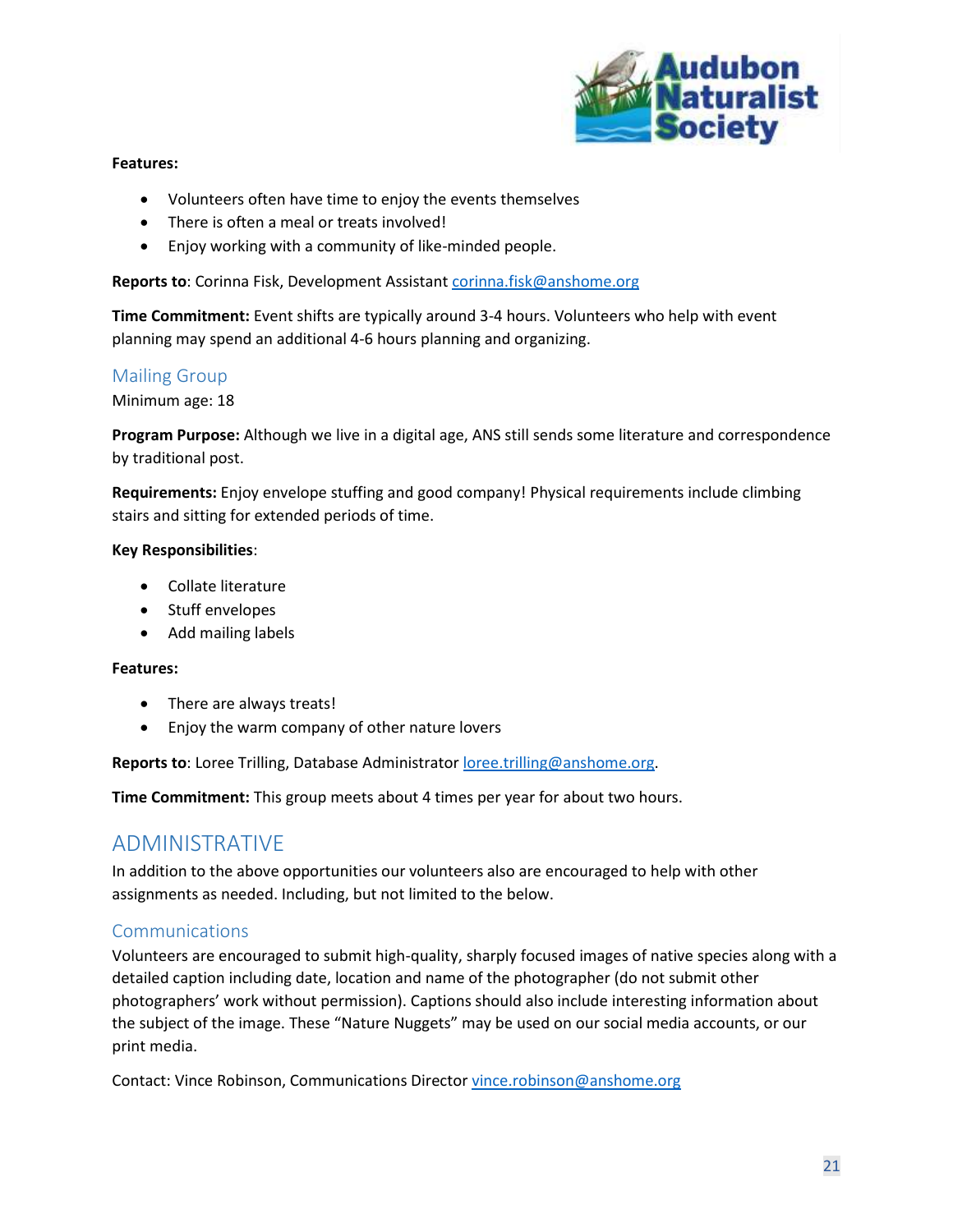**Features:**

- Volunteers often have time to enjoy the events themselves
- There is often a meal or treats involved!
- Enjoy working with a community of like-minded people.

**Reports to**: Corinna Fisk, Development Assistant corinna.fisk@anshome.org

**Time Commitment:** Event shifts are typically around 3-4 hours. Volunteers who help with event planning may spend an additional 4-6 hours planning and organizing.

### Mailing Group

Minimum age: 18

**Program Purpose:** Although we live in a digital age, ANS still sends some literature and correspondence by traditional post.

**Requirements:** Enjoy envelope stuffing and good company! Physical requirements include climbing stairs and sitting for extended periods of time.

**Key Responsibilities**:

- Collate literature
- Stuff envelopes
- Add mailing labels

**Features:**

- There are always treats!
- Enjoy the warm company of other nature lovers

**Reports to**: Loree Trilling, Database Administrator loree.trilling@anshome.org.

**Time Commitment:** This group meets about 4 times per year for about two hours.

## ADMINISTRATIVE

In addition to the above opportunities our volunteers also are encouraged to help with other assignments as needed. Including, but not limited to the below.

### Communications

Volunteers are encouraged to submit high-quality, sharply focused images of native species along with a detailed caption including date, location and name of the photographer (do not submit other photographers' work without permission). Captions should also include interesting information about the subject of the image. These "Nature Nuggets" may be used on our social media accounts, or our print media.

Contact: Vince Robinson, Communications Director vince.robinson@anshome.org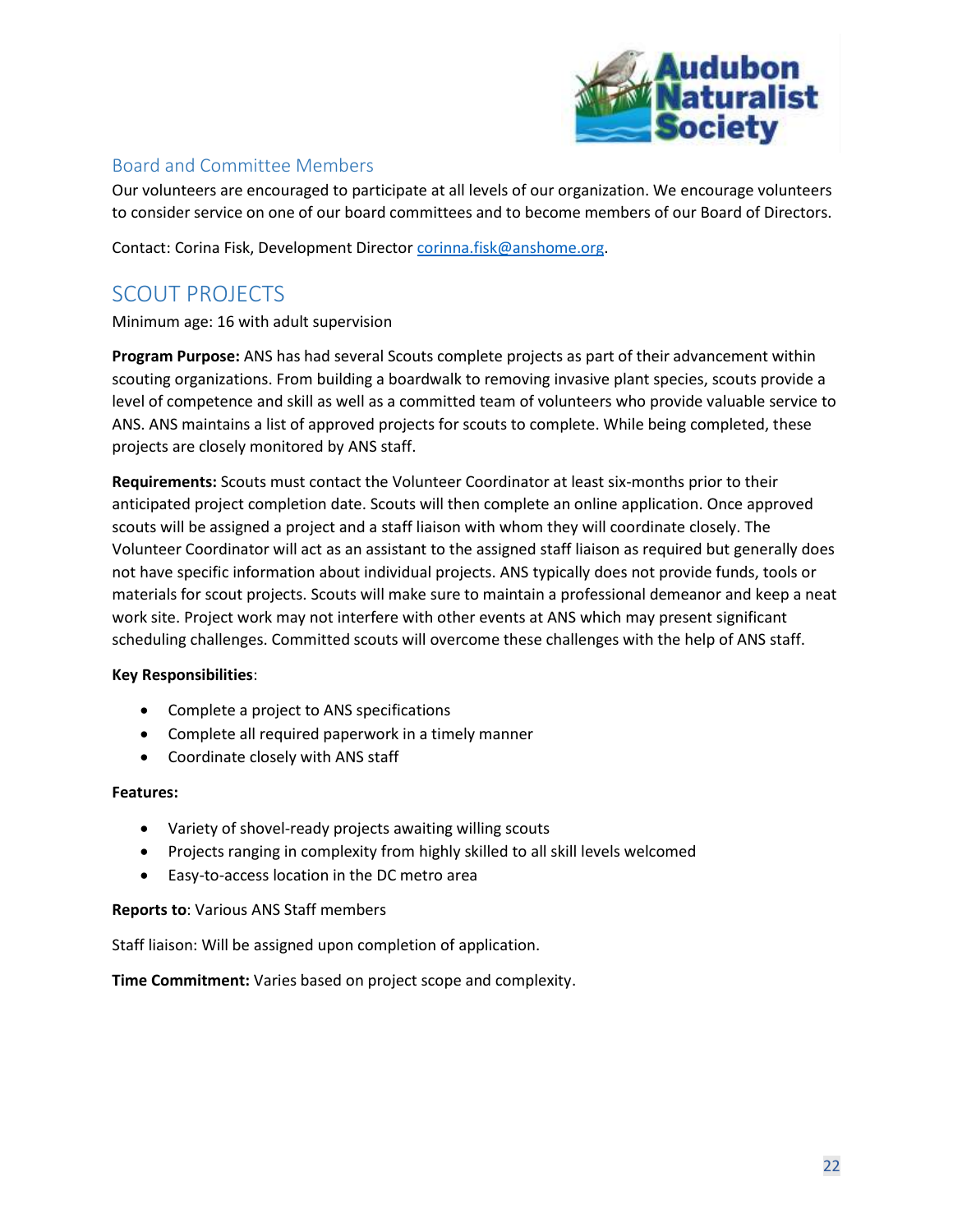### Board and Committee Members

Our volunteers are encouraged to participate at all levels of our organization. We encourage volunteers to consider service on one of our board committees and to become members of our Board of Directors.

Contact: Corina Fisk, Development Director [corinna.fisk@anshome.org](mailto:corinna.fisk@anshome.org).

## SCOUT PROJECTS

Minimum age: 16 with adult supervision

**Program Purpose:** ANS has had several Scouts complete projects as part of their advancement within scouting organizations. From building a boardwalk to removing invasive plant species, scouts provide a level of competence and skill as well as a committed team of volunteers who provide valuable service to ANS. ANS maintains a list of approved projects for scouts to complete. While being completed, these projects are closely monitored by ANS staff.

**Requirements:** Scouts must contact the Volunteer Coordinator at least six-months prior to their anticipated project completion date. Scouts will then complete an online application. Once approved scouts will be assigned a project and a staff liaison with whom they will coordinate closely. The Volunteer Coordinator will act as an assistant to the assigned staff liaison as required but generally does not have specific information about individual projects. ANS typically does not provide funds, tools or materials for scout projects. Scouts will make sure to maintain a professional demeanor and keep a neat work site. Project work may not interfere with other events at ANS which may present significant scheduling challenges. Committed scouts will overcome these challenges with the help of ANS staff.

**Key Responsibilities**:

- Complete a project to ANS specifications
- Complete all required paperwork in a timely manner
- Coordinate closely with ANS staff

**Features:**

- Variety of shovel-ready projects awaiting willing scouts
- Projects ranging in complexity from highly skilled to all skill levels welcomed
- Easy-to-access location in the DC metro area

**Reports to**: Various ANS Staff members

Staff liaison: Will be assigned upon completion of application.

**Time Commitment:** Varies based on project scope and complexity.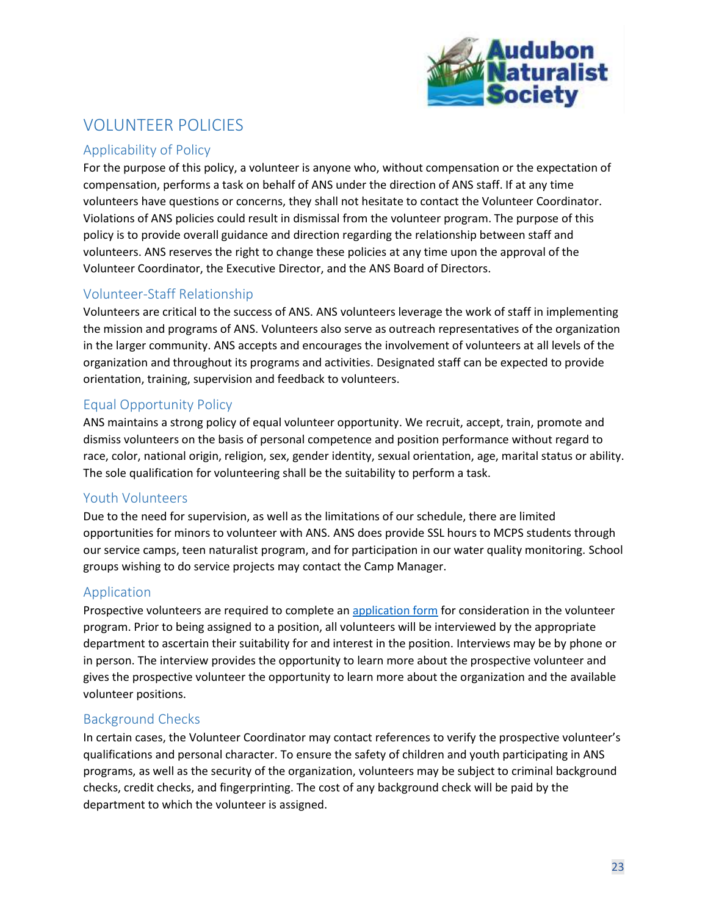# VOLUNTEER POLICIES

## Applicability of Policy

For the purpose of this policy, a volunteer is anyone who, without compensation or the expectation of compensation, performs a task on behalf of ANS under the direction of ANS staff. If at any time volunteers have questions or concerns, they shall not hesitate to contact the Volunteer Coordinator. Violations of ANS policies could result in dismissal from the volunteer program. The purpose of this policy is to provide overall guidance and direction regarding the relationship between staff and volunteers. ANS reserves the right to change these policies at any time upon the approval of the Volunteer Coordinator, the Executive Director, and the ANS Board of Directors.

## Volunteer-Staff Relationship

Volunteers are critical to the success of ANS. ANS volunteers leverage the work of staff in implementing the mission and programs of ANS. Volunteers also serve as outreach representatives of the organization in the larger community. ANS accepts and encourages the involvement of volunteers at all levels of the organization and throughout its programs and activities. Designated staff can be expected to provide orientation, training, supervision and feedback to volunteers.

## Equal Opportunity Policy

ANS maintains a strong policy of equal volunteer opportunity. We recruit, accept, train, promote and dismiss volunteers on the basis of personal competence and position performance without regard to race, color, national origin, religion, sex, gender identity, sexual orientation, age, marital status or ability. The sole qualification for volunteering shall be the suitability to perform a task.

## Youth Volunteers

Due to the need for supervision, as well as the limitations of our schedule, there are limited opportunities for minors to volunteer with ANS. ANS does provide SSL hours to MCPS students through our service camps, teen naturalist program, and for participation in our water quality monitoring. School groups wishing to do service projects may contact the Camp Manager.

## Application

Prospective volunteers are required to complete an application form for consideration in the volunteer program. Prior to being assigned to a position, all volunteers will be interviewed by the appropriate department to ascertain their suitability for and interest in the position. Interviews may be by phone or in person. The interview provides the opportunity to learn more about the prospective volunteer and gives the prospective volunteer the opportunity to learn more about the organization and the available volunteer positions.

## Background Checks

In certain cases, the Volunteer Coordinator may contact references to verify the prospective volunteer's qualifications and personal character. To ensure the safety of children and youth participating in ANS programs, as well as the security of the organization, volunteers may be subject to criminal background checks, credit checks, and fingerprinting. The cost of any background check will be paid by the department to which the volunteer is assigned.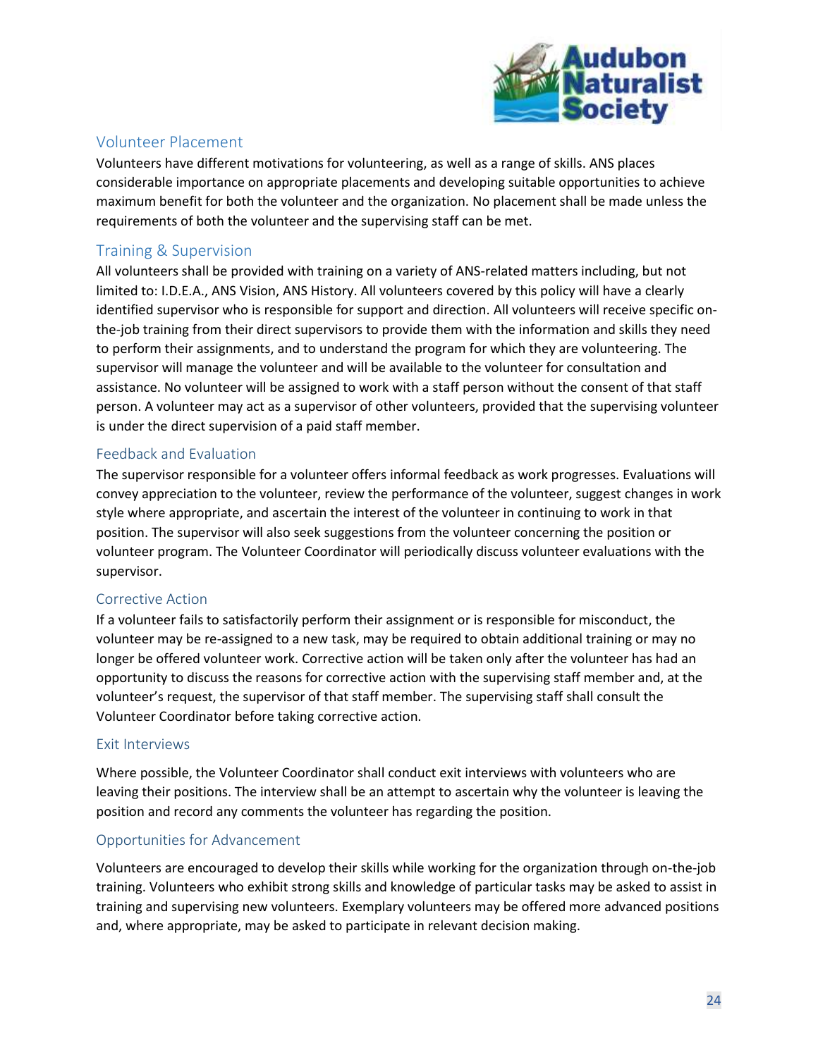## Volunteer Placement

Volunteers have different motivations for volunteering, as well as a range of skills. ANS places considerable importance on appropriate placements and developing suitable opportunities to achieve maximum benefit for both the volunteer and the organization. No placement shall be made unless the requirements of both the volunteer and the supervising staff can be met.

## Training & Supervision

All volunteers shall be provided with training on a variety of ANS-related matters including, but not limited to: I.D.E.A., ANS Vision, ANS History. All volunteers covered by this policy will have a clearly identified supervisor who is responsible for support and direction. All volunteers will receive specific on-the-job training from their direct supervisors to provide them with the information and skills they need to perform their assignments, and to understand the program for which they are volunteering. The supervisor will manage the volunteer and will be available to the volunteer for consultation and assistance. No volunteer will be assigned to work with a staff person without the consent of that staff person. A volunteer may act as a supervisor of other volunteers, provided that the supervising volunteer is under the direct supervision of a paid staff member.

## Feedback and Evaluation

The supervisor responsible for a volunteer offers informal feedback as work progresses. Evaluations will convey appreciation to the volunteer, review the performance of the volunteer, suggest changes in work style where appropriate, and ascertain the interest of the volunteer in continuing to work in that position. The supervisor will also seek suggestions from the volunteer concerning the position or volunteer program. The Volunteer Coordinator will periodically discuss volunteer evaluations with the supervisor.

## Corrective Action

If a volunteer fails to satisfactorily perform their assignment or is responsible for misconduct, the volunteer may be re-assigned to a new task, may be required to obtain additional training or may no longer be offered volunteer work. Corrective action will be taken only after the volunteer has had an opportunity to discuss the reasons for corrective action with the supervising staff member and, at the volunteer's request, the supervisor of that staff member. The supervising staff shall consult the Volunteer Coordinator before taking corrective action.

## Exit Interviews

Where possible, the Volunteer Coordinator shall conduct exit interviews with volunteers who are leaving their positions. The interview shall be an attempt to ascertain why the volunteer is leaving the position and record any comments the volunteer has regarding the position.

## Opportunities for Advancement

Volunteers are encouraged to develop their skills while working for the organization through on-the-job training. Volunteers who exhibit strong skills and knowledge of particular tasks may be asked to assist in training and supervising new volunteers. Exemplary volunteers may be offered more advanced positions and, where appropriate, may be asked to participate in relevant decision making.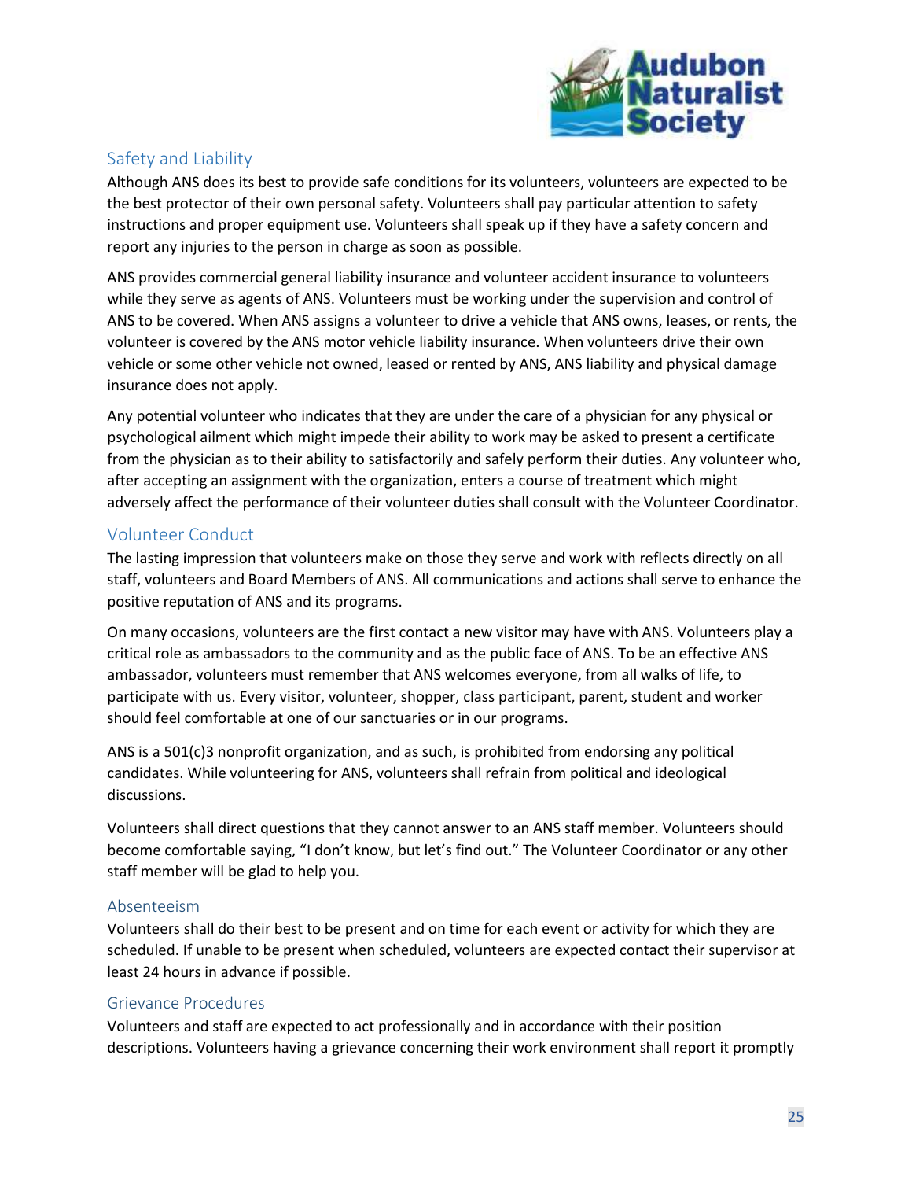## Safety and Liability

Although ANS does its best to provide safe conditions for its volunteers, volunteers are expected to be the best protector of their own personal safety. Volunteers shall pay particular attention to safety instructions and proper equipment use. Volunteers shall speak up if they have a safety concern and report any injuries to the person in charge as soon as possible.

ANS provides commercial general liability insurance and volunteer accident insurance to volunteers while they serve as agents of ANS. Volunteers must be working under the supervision and control of ANS to be covered. When ANS assigns a volunteer to drive a vehicle that ANS owns, leases, or rents, the volunteer is covered by the ANS motor vehicle liability insurance. When volunteers drive their own vehicle or some other vehicle not owned, leased or rented by ANS, ANS liability and physical damage insurance does not apply.

Any potential volunteer who indicates that they are under the care of a physician for any physical or psychological ailment which might impede their ability to work may be asked to present a certificate from the physician as to their ability to satisfactorily and safely perform their duties. Any volunteer who, after accepting an assignment with the organization, enters a course of treatment which might adversely affect the performance of their volunteer duties shall consult with the Volunteer Coordinator.

## Volunteer Conduct

The lasting impression that volunteers make on those they serve and work with reflects directly on all staff, volunteers and Board Members of ANS. All communications and actions shall serve to enhance the positive reputation of ANS and its programs.

On many occasions, volunteers are the first contact a new visitor may have with ANS. Volunteers play a critical role as ambassadors to the community and as the public face of ANS. To be an effective ANS ambassador, volunteers must remember that ANS welcomes everyone, from all walks of life, to participate with us. Every visitor, volunteer, shopper, class participant, parent, student and worker should feel comfortable at one of our sanctuaries or in our programs.

ANS is a 501(c)3 nonprofit organization, and as such, is prohibited from endorsing any political candidates. While volunteering for ANS, volunteers shall refrain from political and ideological discussions.

Volunteers shall direct questions that they cannot answer to an ANS staff member. Volunteers should become comfortable saying, "I don't know, but let's find out." The Volunteer Coordinator or any other staff member will be glad to help you.

### Absenteeism

Volunteers shall do their best to be present and on time for each event or activity for which they are scheduled. If unable to be present when scheduled, volunteers are expected contact their supervisor at least 24 hours in advance if possible.

### Grievance Procedures

Volunteers and staff are expected to act professionally and in accordance with their position descriptions. Volunteers having a grievance concerning their work environment shall report it promptly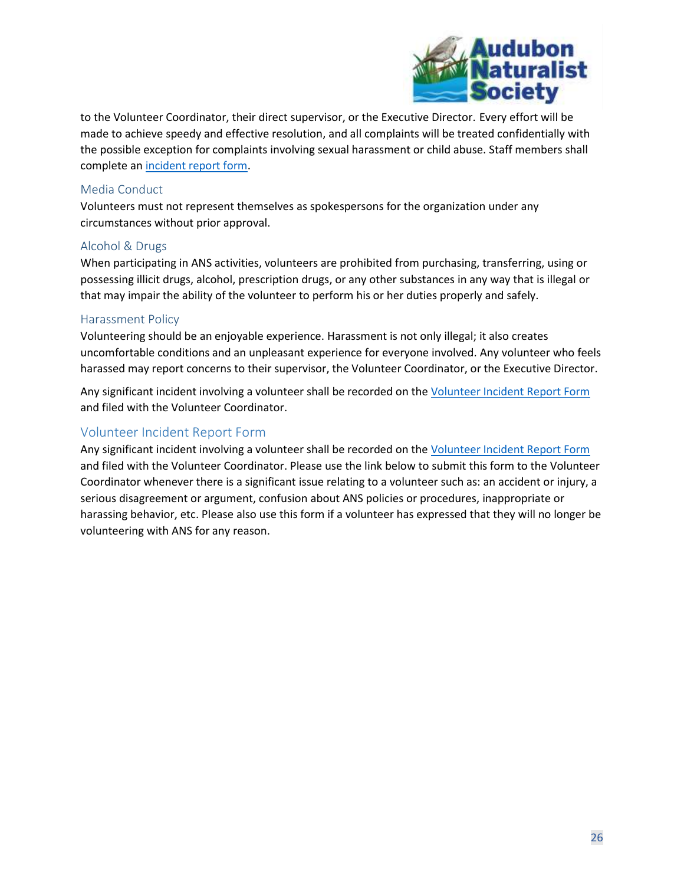to the Volunteer Coordinator, their direct supervisor, or the Executive Director. Every effort will be made to achieve speedy and effective resolution, and all complaints will be treated confidentially with the possible exception for complaints involving sexual harassment or child abuse. Staff members shall complete an incident report form.

## Media Conduct

Volunteers must not represent themselves as spokespersons for the organization under any circumstances without prior approval.

## Alcohol & Drugs

When participating in ANS activities, volunteers are prohibited from purchasing, transferring, using or possessing illicit drugs, alcohol, prescription drugs, or any other substances in any way that is illegal or that may impair the ability of the volunteer to perform his or her duties properly and safely.

## Harassment Policy

Volunteering should be an enjoyable experience. Harassment is not only illegal; it also creates uncomfortable conditions and an unpleasant experience for everyone involved. Any volunteer who feels harassed may report concerns to their supervisor, the Volunteer Coordinator, or the Executive Director.

Any significant incident involving a volunteer shall be recorded on the Volunteer Incident Report Form and filed with the Volunteer Coordinator.

# Volunteer Incident Report Form

Any significant incident involving a volunteer shall be recorded on the Volunteer Incident Report Form and filed with the Volunteer Coordinator. Please use the link below to submit this form to the Volunteer Coordinator whenever there is a significant issue relating to a volunteer such as: an accident or injury, a serious disagreement or argument, confusion about ANS policies or procedures, inappropriate or harassing behavior, etc. Please also use this form if a volunteer has expressed that they will no longer be volunteering with ANS for any reason.